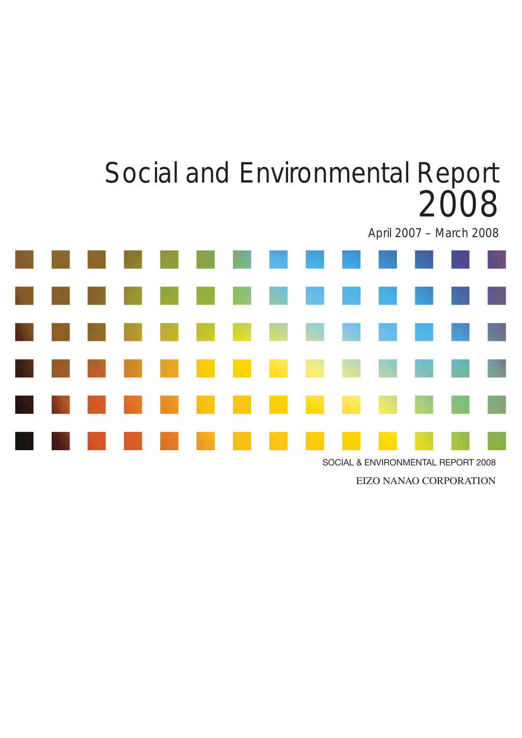# Social and Environmental Report 2008

April 2007 – March 2008

SOCIAL & ENVIRONMENTAL REPORT 2008

EIZO NANAO CORPORATION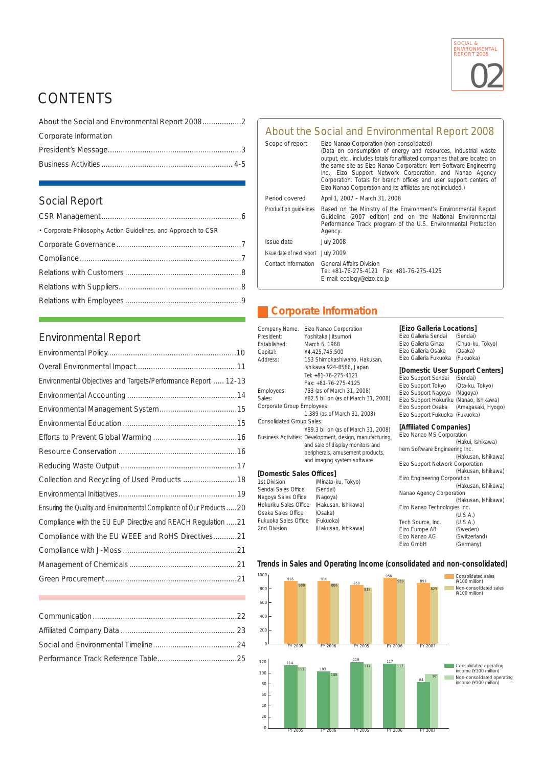# CONTENTS

- About the Social and Environmental Report 2008 .................. 2
- Corporate Information
- President's Message ............................................................ 3
- Business Activities ............................................................ 4-5

## Social Report

- CSR Management ................................................................ 6
- • Corporate Philosophy, Action Guidelines, and Approach to CSR
- Corporate Governance ......................................................... 7
- Compliance .......................................................................... 7
- Relations with Customers ..................................................... 8
- Relations with Suppliers ........................................................ 8
- Relations with Employees ..................................................... 9

## Environmental Report

- Environmental Policy ........................................................... 10
- Overall Environmental Impact .............................................. 11
- Environmental Objectives and Targets/Performance Report ..... 12-13
- Environmental Accounting .................................................. 14
- Environmental Management System ................................... 15
- Environmental Education .................................................... 15
- Efforts to Prevent Global Warming ...................................... 16
- Resource Conservation ...................................................... 16
- Reducing Waste Output ..................................................... 17
- Collection and Recycling of Used Products ......................... 18
- Environmental Initiatives ...................................................... 19
- Ensuring the Quality and Environmental Compliance of Our Products ..... 20
- Compliance with the EU EuP Directive and REACH Regulation ..... 21
- Compliance with the EU WEEE and RoHS Directives ........... 21
- Compliance with J-Moss .................................................... 21
- Management of Chemicals ................................................. 21
- Green Procurement ............................................................ 21

---

- Communication .................................................................. 22
- Affiliated Company Data .................................................... 23
- Social and Environmental Timeline ...................................... 24
- Performance Track Reference Table .................................... 25

## About the Social and Environmental Report 2008

| | |
|---|---|
| Scope of report | Eizo Nanao Corporation (non-consolidated) (Data on consumption of energy and resources, industrial waste output, etc., includes totals for affiliated companies that are located on the same site as Eizo Nanao Corporation: Irem Software Engineering Inc., Eizo Support Network Corporation, and Nanao Agency Corporation. Totals for branch offices and user support centers of Eizo Nanao Corporation and its affiliates are not included.) |
| Period covered | April 1, 2007 – March 31, 2008 |
| Production guidelines | Based on the Ministry of the Environment's Environmental Report Guideline (2007 edition) and on the National Environmental Performance Track program of the U.S. Environmental Protection Agency. |
| Issue date | July 2008 |
| Issue date of next report | July 2009 |
| Contact information | General Affairs Division<br>Tel: +81-76-275-4121 Fax: +81-76-275-4125<br>E-mail: ecology@eizo.co.jp |

## Corporate Information

| | |
|---|---|
| Company Name: | Eizo Nanao Corporation |
| President: | Yoshitaka Jitsumori |
| Established: | March 6, 1968 |
| Capital: | ¥4,425,745,500 |
| Address: | 153 Shimokashiwano, Hakusan, Ishikawa 924-8566, Japan<br>Tel: +81-76-275-4121<br>Fax: +81-76-275-4125 |
| Employees: | 733 (as of March 31, 2008) |
| Sales: | ¥82.5 billion (as of March 31, 2008) |
| Corporate Group Employees: | 1,389 (as of March 31, 2008) |
| Consolidated Group Sales: | ¥89.3 billion (as of March 31, 2008) |
| Business Activities: | Development, design, manufacturing, and sale of display monitors and peripherals, amusement products, and imaging system software |

**[Domestic Sales Offices]**

| | |
|---|---|
| 1st Division | (Minato-ku, Tokyo) |
| Sendai Sales Office | (Sendai) |
| Nagoya Sales Office | (Nagoya) |
| Hokuriku Sales Office | (Hakusan, Ishikawa) |
| Osaka Sales Office | (Osaka) |
| Fukuoka Sales Office | (Fukuoka) |
| 2nd Division | (Hakusan, Ishikawa) |

**[Eizo Galleria Locations]**

| | |
|---|---|
| Eizo Galleria Sendai | (Sendai) |
| Eizo Galleria Ginza | (Chuo-ku, Tokyo) |
| Eizo Galleria Osaka | (Osaka) |
| Eizo Galleria Fukuoka | (Fukuoka) |

**[Domestic User Support Centers]**

| | |
|---|---|
| Eizo Support Sendai | (Sendai) |
| Eizo Support Tokyo | (Ota-ku, Tokyo) |
| Eizo Support Nagoya | (Nagoya) |
| Eizo Support Hokuriku | (Nanao, Ishikawa) |
| Eizo Support Osaka | (Amagasaki, Hyogo) |
| Eizo Support Fukuoka | (Fukuoka) |

**[Affiliated Companies]**

| | |
|---|---|
| Eizo Nanao MS Corporation | (Hakui, Ishikawa) |
| Irem Software Engineering Inc. | (Hakusan, Ishikawa) |
| Eizo Support Network Corporation | (Hakusan, Ishikawa) |
| Eizo Engineering Corporation | (Hakusan, Ishikawa) |
| Nanao Agency Corporation | (Hakusan, Ishikawa) |
| Eizo Nanao Technologies Inc. | (U.S.A.) |
| Tech Source, Inc. | (U.S.A.) |
| Eizo Europe AB | (Sweden) |
| Eizo Nanao AG | (Switzerland) |
| Eizo GmbH | (Germany) |

### Trends in Sales and Operating Income (consolidated and non-consolidated)

| | FY 2005 | FY 2006 | FY 2005 | FY 2006 | FY 2007 |
|---|---|---|---|---|---|
| Consolidated sales (¥100 million) | 916 | 910 | 850 | 956 | 893 |
| Non-consolidated sales (¥100 million) | 880 | 886 | 818 | 939 | 825 |

| | FY 2005 | FY 2006 | FY 2005 | FY 2006 | FY 2007 |
|---|---|---|---|---|---|
| Consolidated operating income (¥100 million) | 114 | 103 | 119 | 117 | 84 |
| Non-consolidated operating income (¥100 million) | 111 | 100 | 117 | 117 | 97 |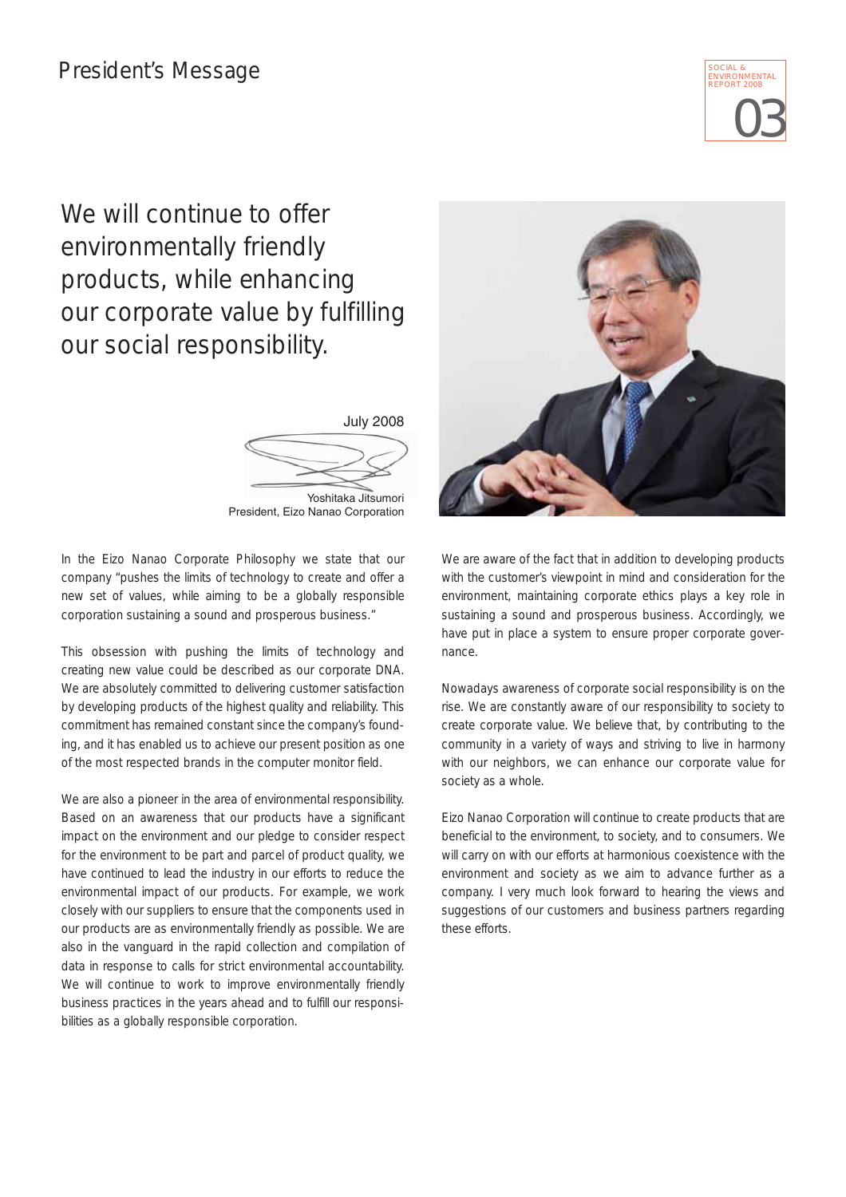# President's Message

## We will continue to offer environmentally friendly products, while enhancing our corporate value by fulfilling our social responsibility.

July 2008

Yoshitaka Jitsumori
President, Eizo Nanao Corporation

In the Eizo Nanao Corporate Philosophy we state that our company "pushes the limits of technology to create and offer a new set of values, while aiming to be a globally responsible corporation sustaining a sound and prosperous business."

This obsession with pushing the limits of technology and creating new value could be described as our corporate DNA. We are absolutely committed to delivering customer satisfaction by developing products of the highest quality and reliability. This commitment has remained constant since the company's founding, and it has enabled us to achieve our present position as one of the most respected brands in the computer monitor field.

We are also a pioneer in the area of environmental responsibility. Based on an awareness that our products have a significant impact on the environment and our pledge to consider respect for the environment to be part and parcel of product quality, we have continued to lead the industry in our efforts to reduce the environmental impact of our products. For example, we work closely with our suppliers to ensure that the components used in our products are as environmentally friendly as possible. We are also in the vanguard in the rapid collection and compilation of data in response to calls for strict environmental accountability. We will continue to work to improve environmentally friendly business practices in the years ahead and to fulfill our responsibilities as a globally responsible corporation.

We are aware of the fact that in addition to developing products with the customer's viewpoint in mind and consideration for the environment, maintaining corporate ethics plays a key role in sustaining a sound and prosperous business. Accordingly, we have put in place a system to ensure proper corporate governance.

Nowadays awareness of corporate social responsibility is on the rise. We are constantly aware of our responsibility to society to create corporate value. We believe that, by contributing to the community in a variety of ways and striving to live in harmony with our neighbors, we can enhance our corporate value for society as a whole.

Eizo Nanao Corporation will continue to create products that are beneficial to the environment, to society, and to consumers. We will carry on with our efforts at harmonious coexistence with the environment and society as we aim to advance further as a company. I very much look forward to hearing the views and suggestions of our customers and business partners regarding these efforts.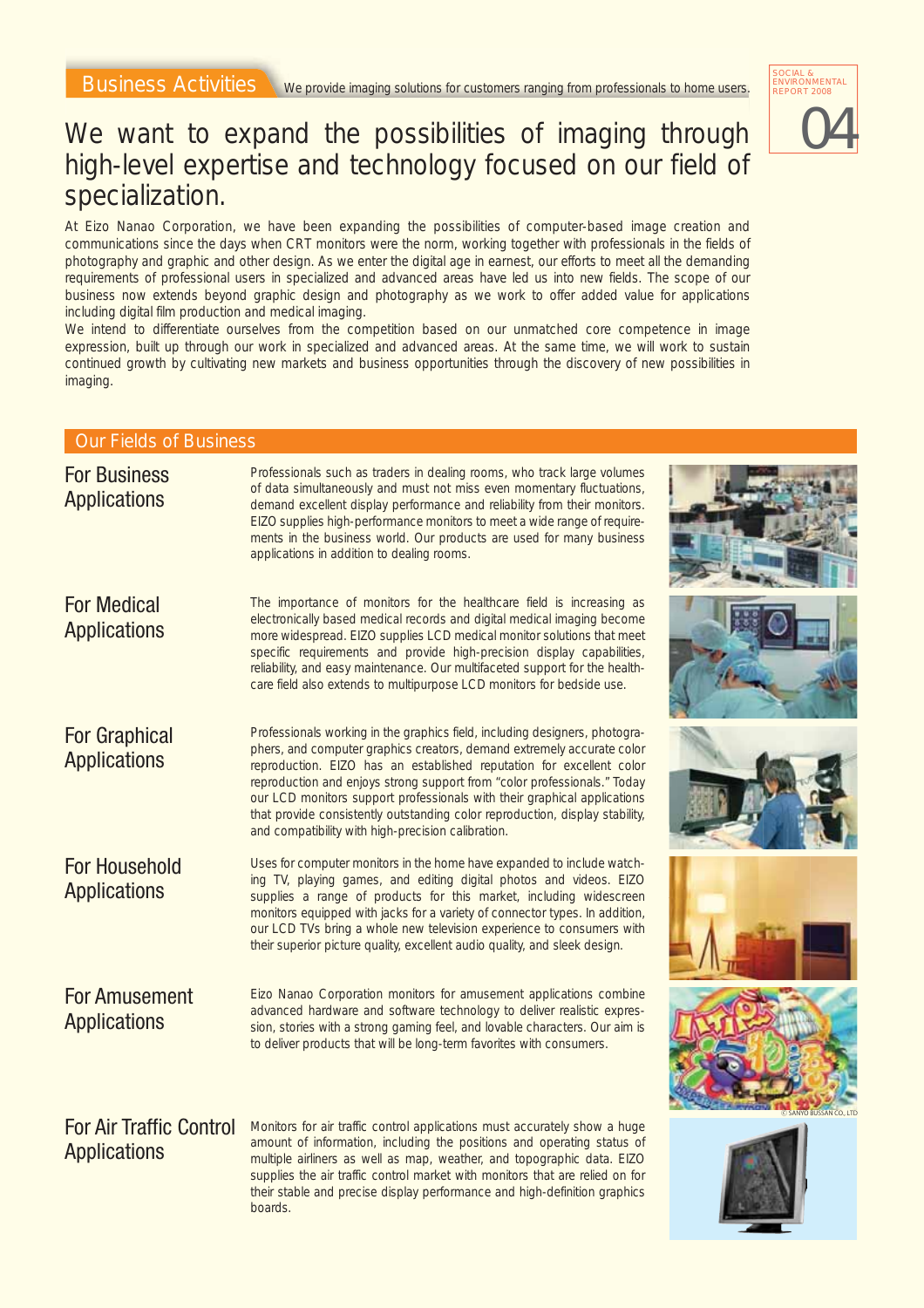# Business Activities

We provide imaging solutions for customers ranging from professionals to home users.

## We want to expand the possibilities of imaging through high-level expertise and technology focused on our field of specialization.

At Eizo Nanao Corporation, we have been expanding the possibilities of computer-based image creation and communications since the days when CRT monitors were the norm, working together with professionals in the fields of photography and graphic and other design. As we enter the digital age in earnest, our efforts to meet all the demanding requirements of professional users in specialized and advanced areas have led us into new fields. The scope of our business now extends beyond graphic design and photography as we work to offer added value for applications including digital film production and medical imaging.

We intend to differentiate ourselves from the competition based on our unmatched core competence in image expression, built up through our work in specialized and advanced areas. At the same time, we will work to sustain continued growth by cultivating new markets and business opportunities through the discovery of new possibilities in imaging.

## Our Fields of Business

### For Business Applications

Professionals such as traders in dealing rooms, who track large volumes of data simultaneously and must not miss even momentary fluctuations, demand excellent display performance and reliability from their monitors. EIZO supplies high-performance monitors to meet a wide range of requirements in the business world. Our products are used for many business applications in addition to dealing rooms.

### For Medical Applications

The importance of monitors for the healthcare field is increasing as electronically based medical records and digital medical imaging become more widespread. EIZO supplies LCD medical monitor solutions that meet specific requirements and provide high-precision display capabilities, reliability, and easy maintenance. Our multifaceted support for the healthcare field also extends to multipurpose LCD monitors for bedside use.

### For Graphical Applications

Professionals working in the graphics field, including designers, photographers, and computer graphics creators, demand extremely accurate color reproduction. EIZO has an established reputation for excellent color reproduction and enjoys strong support from "color professionals." Today our LCD monitors support professionals with their graphical applications that provide consistently outstanding color reproduction, display stability, and compatibility with high-precision calibration.

### For Household Applications

Uses for computer monitors in the home have expanded to include watching TV, playing games, and editing digital photos and videos. EIZO supplies a range of products for this market, including widescreen monitors equipped with jacks for a variety of connector types. In addition, our LCD TVs bring a whole new television experience to consumers with their superior picture quality, excellent audio quality, and sleek design.

### For Amusement Applications

Eizo Nanao Corporation monitors for amusement applications combine advanced hardware and software technology to deliver realistic expression, stories with a strong gaming feel, and lovable characters. Our aim is to deliver products that will be long-term favorites with consumers.

© SANYO BUSSAN CO., LTD

### For Air Traffic Control Applications

Monitors for air traffic control applications must accurately show a huge amount of information, including the positions and operating status of multiple airliners as well as map, weather, and topographic data. EIZO supplies the air traffic control market with monitors that are relied on for their stable and precise display performance and high-definition graphics boards.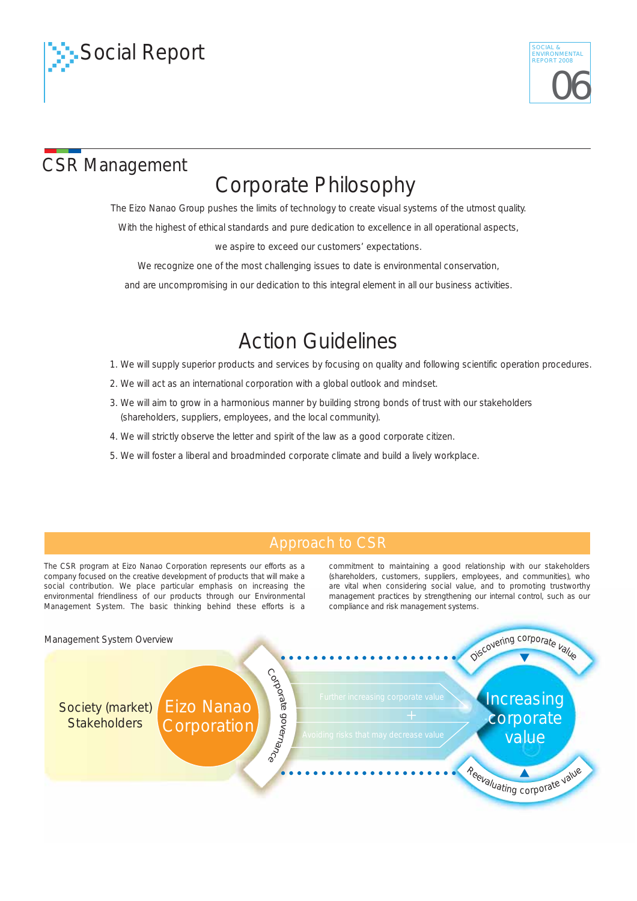# Social Report

## CSR Management

### Corporate Philosophy

The Eizo Nanao Group pushes the limits of technology to create visual systems of the utmost quality.

With the highest of ethical standards and pure dedication to excellence in all operational aspects,

we aspire to exceed our customers' expectations.

We recognize one of the most challenging issues to date is environmental conservation,

and are uncompromising in our dedication to this integral element in all our business activities.

### Action Guidelines

1. We will supply superior products and services by focusing on quality and following scientific operation procedures.
2. We will act as an international corporation with a global outlook and mindset.
3. We will aim to grow in a harmonious manner by building strong bonds of trust with our stakeholders (shareholders, suppliers, employees, and the local community).
4. We will strictly observe the letter and spirit of the law as a good corporate citizen.
5. We will foster a liberal and broadminded corporate climate and build a lively workplace.

### Approach to CSR

The CSR program at Eizo Nanao Corporation represents our efforts as a company focused on the creative development of products that will make a social contribution. We place particular emphasis on increasing the environmental friendliness of our products through our Environmental Management System. The basic thinking behind these efforts is a commitment to maintaining a good relationship with our stakeholders (shareholders, customers, suppliers, employees, and communities), who are vital when considering social value, and to promoting trustworthy management practices by strengthening our internal control, such as our compliance and risk management systems.

Management System Overview

Society (market) Stakeholders

Eizo Nanao Corporation

Corporate governance

Further increasing corporate value

+

Avoiding risks that may decrease value

Discovering corporate value

Increasing corporate value

Reevaluating corporate value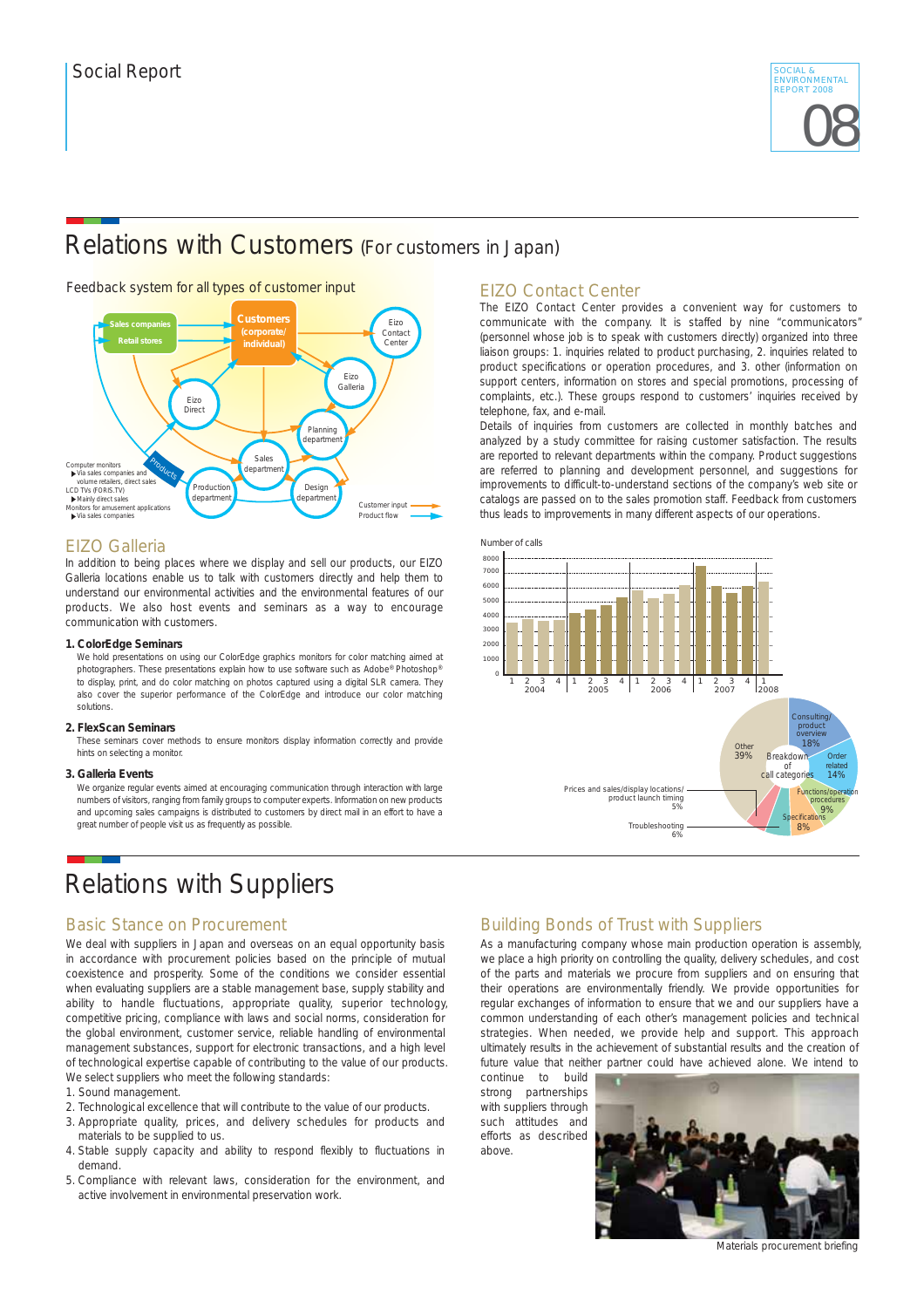# Relations with Customers (For customers in Japan)

Feedback system for all types of customer input

Sales companies
Retail stores
Customers (corporate/individual)
Eizo Contact Center
Eizo Galleria
Eizo Direct
Planning department
Sales department
Production department
Design department
Products

Computer monitors
▶Via sales companies and volume retailers, direct sales
LCD TVs (FORIS.TV)
▶Mainly direct sales
Monitors for amusement applications
▶Via sales companies

Customer input
Product flow

## EIZO Galleria

In addition to being places where we display and sell our products, our EIZO Galleria locations enable us to talk with customers directly and help them to understand our environmental activities and the environmental features of our products. We also host events and seminars as a way to encourage communication with customers.

**1. ColorEdge Seminars**

We hold presentations on using our ColorEdge graphics monitors for color matching aimed at photographers. These presentations explain how to use software such as Adobe® Photoshop® to display, print, and do color matching on photos captured using a digital SLR camera. They also cover the superior performance of the ColorEdge and introduce our color matching solutions.

**2. FlexScan Seminars**

These seminars cover methods to ensure monitors display information correctly and provide hints on selecting a monitor.

**3. Galleria Events**

We organize regular events aimed at encouraging communication through interaction with large numbers of visitors, ranging from family groups to computer experts. Information on new products and upcoming sales campaigns is distributed to customers by direct mail in an effort to have a great number of people visit us as frequently as possible.

## EIZO Contact Center

The EIZO Contact Center provides a convenient way for customers to communicate with the company. It is staffed by nine "communicators" (personnel whose job is to speak with customers directly) organized into three liaison groups: 1. inquiries related to product purchasing, 2. inquiries related to product specifications or operation procedures, and 3. other (information on support centers, information on stores and special promotions, processing of complaints, etc.). These groups respond to customers' inquiries received by telephone, fax, and e-mail.

Details of inquiries from customers are collected in monthly batches and analyzed by a study committee for raising customer satisfaction. The results are reported to relevant departments within the company. Product suggestions are referred to planning and development personnel, and suggestions for improvements to difficult-to-understand sections of the company's web site or catalogs are passed on to the sales promotion staff. Feedback from customers thus leads to improvements in many different aspects of our operations.

Number of calls

(Bar chart by quarter: 2004 Q1–Q4, 2005 Q1–Q4, 2006 Q1–Q4, 2007 Q1–Q4, 2008 Q1; y-axis 0–8000)

Breakdown of call categories

- Consulting/product overview 18%
- Order related 14%
- Functions/operation procedures 9%
- Specifications 8%
- Troubleshooting 6%
- Prices and sales/display locations/product launch timing 5%
- Other 39%

# Relations with Suppliers

## Basic Stance on Procurement

We deal with suppliers in Japan and overseas on an equal opportunity basis in accordance with procurement policies based on the principle of mutual coexistence and prosperity. Some of the conditions we consider essential when evaluating suppliers are a stable management base, supply stability and ability to handle fluctuations, appropriate quality, superior technology, competitive pricing, compliance with laws and social norms, consideration for the global environment, customer service, reliable handling of environmental management substances, support for electronic transactions, and a high level of technological expertise capable of contributing to the value of our products. We select suppliers who meet the following standards:

1. Sound management.
2. Technological excellence that will contribute to the value of our products.
3. Appropriate quality, prices, and delivery schedules for products and materials to be supplied to us.
4. Stable supply capacity and ability to respond flexibly to fluctuations in demand.
5. Compliance with relevant laws, consideration for the environment, and active involvement in environmental preservation work.

## Building Bonds of Trust with Suppliers

As a manufacturing company whose main production operation is assembly, we place a high priority on controlling the quality, delivery schedules, and cost of the parts and materials we procure from suppliers and on ensuring that their operations are environmentally friendly. We provide opportunities for regular exchanges of information to ensure that we and our suppliers have a common understanding of each other's management policies and technical strategies. When needed, we provide help and support. This approach ultimately results in the achievement of substantial results and the creation of future value that neither partner could have achieved alone. We intend to continue to build strong partnerships with suppliers through such attitudes and efforts as described above.

Materials procurement briefing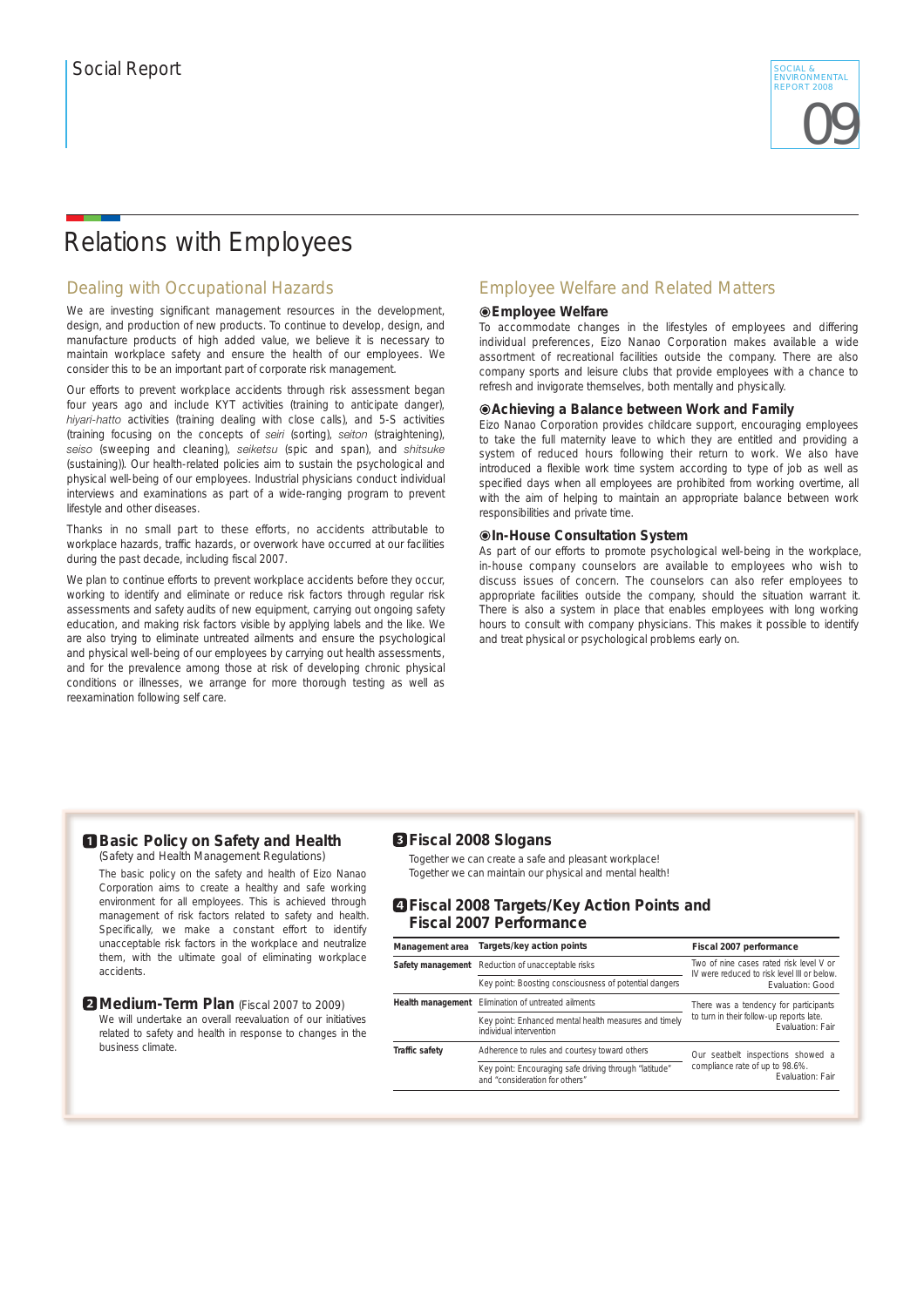# Relations with Employees

## Dealing with Occupational Hazards

We are investing significant management resources in the development, design, and production of new products. To continue to develop, design, and manufacture products of high added value, we believe it is necessary to maintain workplace safety and ensure the health of our employees. We consider this to be an important part of corporate risk management.

Our efforts to prevent workplace accidents through risk assessment began four years ago and include KYT activities (training to anticipate danger), *hiyari-hatto* activities (training dealing with close calls), and 5-S activities (training focusing on the concepts of *seiri* (sorting), *seiton* (straightening), *seiso* (sweeping and cleaning), *seiketsu* (spic and span), and *shitsuke* (sustaining)). Our health-related policies aim to sustain the psychological and physical well-being of our employees. Industrial physicians conduct individual interviews and examinations as part of a wide-ranging program to prevent lifestyle and other diseases.

Thanks in no small part to these efforts, no accidents attributable to workplace hazards, traffic hazards, or overwork have occurred at our facilities during the past decade, including fiscal 2007.

We plan to continue efforts to prevent workplace accidents before they occur, working to identify and eliminate or reduce risk factors through regular risk assessments and safety audits of new equipment, carrying out ongoing safety education, and making risk factors visible by applying labels and the like. We are also trying to eliminate untreated ailments and ensure the psychological and physical well-being of our employees by carrying out health assessments, and for the prevalence among those at risk of developing chronic physical conditions or illnesses, we arrange for more thorough testing as well as reexamination following self care.

## Employee Welfare and Related Matters

### ◉Employee Welfare

To accommodate changes in the lifestyles of employees and differing individual preferences, Eizo Nanao Corporation makes available a wide assortment of recreational facilities outside the company. There are also company sports and leisure clubs that provide employees with a chance to refresh and invigorate themselves, both mentally and physically.

### ◉Achieving a Balance between Work and Family

Eizo Nanao Corporation provides childcare support, encouraging employees to take the full maternity leave to which they are entitled and providing a system of reduced hours following their return to work. We also have introduced a flexible work time system according to type of job as well as specified days when all employees are prohibited from working overtime, all with the aim of helping to maintain an appropriate balance between work responsibilities and private time.

### ◉In-House Consultation System

As part of our efforts to promote psychological well-being in the workplace, in-house company counselors are available to employees who wish to discuss issues of concern. The counselors can also refer employees to appropriate facilities outside the company, should the situation warrant it. There is also a system in place that enables employees with long working hours to consult with company physicians. This makes it possible to identify and treat physical or psychological problems early on.

### 1 Basic Policy on Safety and Health

(Safety and Health Management Regulations)

The basic policy on the safety and health of Eizo Nanao Corporation aims to create a healthy and safe working environment for all employees. This is achieved through management of risk factors related to safety and health. Specifically, we make a constant effort to identify unacceptable risk factors in the workplace and neutralize them, with the ultimate goal of eliminating workplace accidents.

### 2 Medium-Term Plan (Fiscal 2007 to 2009)

We will undertake an overall reevaluation of our initiatives related to safety and health in response to changes in the business climate.

### 3 Fiscal 2008 Slogans

Together we can create a safe and pleasant workplace!
Together we can maintain our physical and mental health!

### 4 Fiscal 2008 Targets/Key Action Points and Fiscal 2007 Performance

| Management area | Targets/key action points | Fiscal 2007 performance |
|---|---|---|
| Safety management | Reduction of unacceptable risks | Two of nine cases rated risk level V or IV were reduced to risk level III or below. Evaluation: Good |
| | Key point: Boosting consciousness of potential dangers | |
| Health management | Elimination of untreated ailments | There was a tendency for participants to turn in their follow-up reports late. Evaluation: Fair |
| | Key point: Enhanced mental health measures and timely individual intervention | |
| Traffic safety | Adherence to rules and courtesy toward others | Our seatbelt inspections showed a compliance rate of up to 98.6%. Evaluation: Fair |
| | Key point: Encouraging safe driving through "latitude" and "consideration for others" | |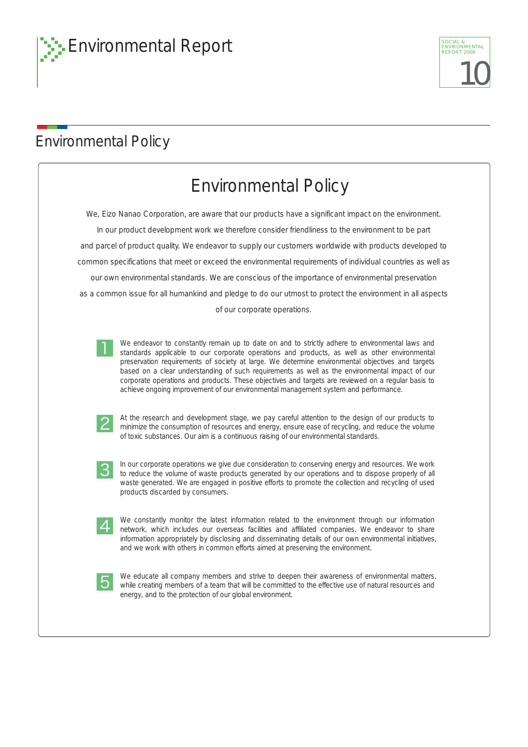# Environmental Report

## Environmental Policy

### Environmental Policy

We, Eizo Nanao Corporation, are aware that our products have a significant impact on the environment. In our product development work we therefore consider friendliness to the environment to be part and parcel of product quality. We endeavor to supply our customers worldwide with products developed to common specifications that meet or exceed the environmental requirements of individual countries as well as our own environmental standards. We are conscious of the importance of environmental preservation as a common issue for all humankind and pledge to do our utmost to protect the environment in all aspects of our corporate operations.

1. We endeavor to constantly remain up to date on and to strictly adhere to environmental laws and standards applicable to our corporate operations and products, as well as other environmental preservation requirements of society at large. We determine environmental objectives and targets based on a clear understanding of such requirements as well as the environmental impact of our corporate operations and products. These objectives and targets are reviewed on a regular basis to achieve ongoing improvement of our environmental management system and performance.

2. At the research and development stage, we pay careful attention to the design of our products to minimize the consumption of resources and energy, ensure ease of recycling, and reduce the volume of toxic substances. Our aim is a continuous raising of our environmental standards.

3. In our corporate operations we give due consideration to conserving energy and resources. We work to reduce the volume of waste products generated by our operations and to dispose properly of all waste generated. We are engaged in positive efforts to promote the collection and recycling of used products discarded by consumers.

4. We constantly monitor the latest information related to the environment through our information network, which includes our overseas facilities and affiliated companies. We endeavor to share information appropriately by disclosing and disseminating details of our own environmental initiatives, and we work with others in common efforts aimed at preserving the environment.

5. We educate all company members and strive to deepen their awareness of environmental matters, while creating members of a team that will be committed to the effective use of natural resources and energy, and to the protection of our global environment.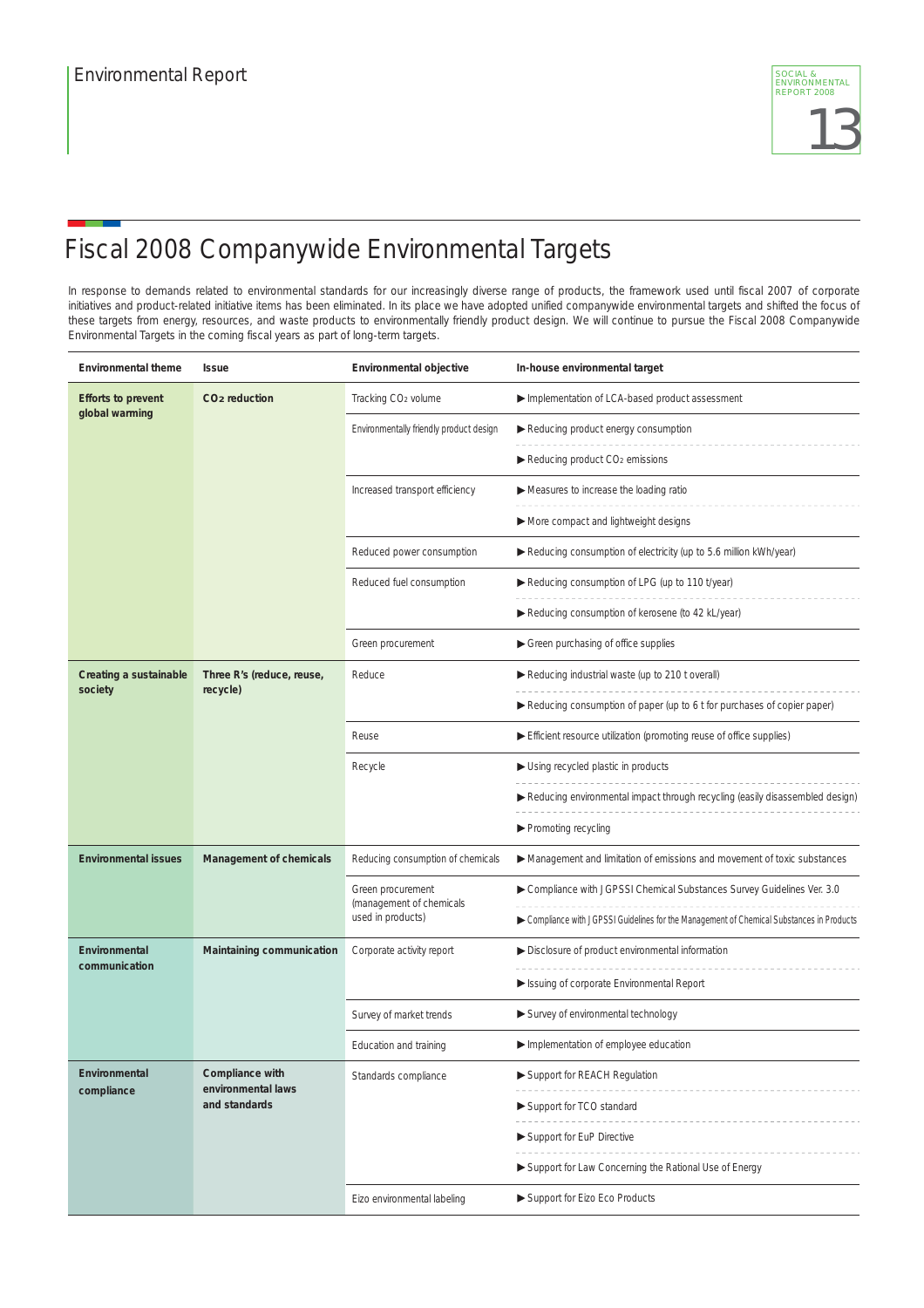# Environmental Report

## Fiscal 2008 Companywide Environmental Targets

In response to demands related to environmental standards for our increasingly diverse range of products, the framework used until fiscal 2007 of corporate initiatives and product-related initiative items has been eliminated. In its place we have adopted unified companywide environmental targets and shifted the focus of these targets from energy, resources, and waste products to environmentally friendly product design. We will continue to pursue the Fiscal 2008 Companywide Environmental Targets in the coming fiscal years as part of long-term targets.

| Environmental theme | Issue | Environmental objective | In-house environmental target |
|---|---|---|---|
| **Efforts to prevent global warming** | **$CO_2$ reduction** | Tracking $CO_2$ volume | ▶ Implementation of LCA-based product assessment |
| | | Environmentally friendly product design | ▶ Reducing product energy consumption |
| | | | ▶ Reducing product $CO_2$ emissions |
| | | Increased transport efficiency | ▶ Measures to increase the loading ratio |
| | | | ▶ More compact and lightweight designs |
| | | Reduced power consumption | ▶ Reducing consumption of electricity (up to 5.6 million kWh/year) |
| | | Reduced fuel consumption | ▶ Reducing consumption of LPG (up to 110 t/year) |
| | | | ▶ Reducing consumption of kerosene (to 42 kL/year) |
| | | Green procurement | ▶ Green purchasing of office supplies |
| **Creating a sustainable society** | **Three R's (reduce, reuse, recycle)** | Reduce | ▶ Reducing industrial waste (up to 210 t overall) |
| | | | ▶ Reducing consumption of paper (up to 6 t for purchases of copier paper) |
| | | Reuse | ▶ Efficient resource utilization (promoting reuse of office supplies) |
| | | Recycle | ▶ Using recycled plastic in products |
| | | | ▶ Reducing environmental impact through recycling (easily disassembled design) |
| | | | ▶ Promoting recycling |
| **Environmental issues** | **Management of chemicals** | Reducing consumption of chemicals | ▶ Management and limitation of emissions and movement of toxic substances |
| | | Green procurement (management of chemicals used in products) | ▶ Compliance with JGPSSI Chemical Substances Survey Guidelines Ver. 3.0 |
| | | | ▶ Compliance with JGPSSI Guidelines for the Management of Chemical Substances in Products |
| **Environmental communication** | **Maintaining communication** | Corporate activity report | ▶ Disclosure of product environmental information |
| | | | ▶ Issuing of corporate Environmental Report |
| | | Survey of market trends | ▶ Survey of environmental technology |
| | | Education and training | ▶ Implementation of employee education |
| **Environmental compliance** | **Compliance with environmental laws and standards** | Standards compliance | ▶ Support for REACH Regulation |
| | | | ▶ Support for TCO standard |
| | | | ▶ Support for EuP Directive |
| | | | ▶ Support for Law Concerning the Rational Use of Energy |
| | | Eizo environmental labeling | ▶ Support for Eizo Eco Products |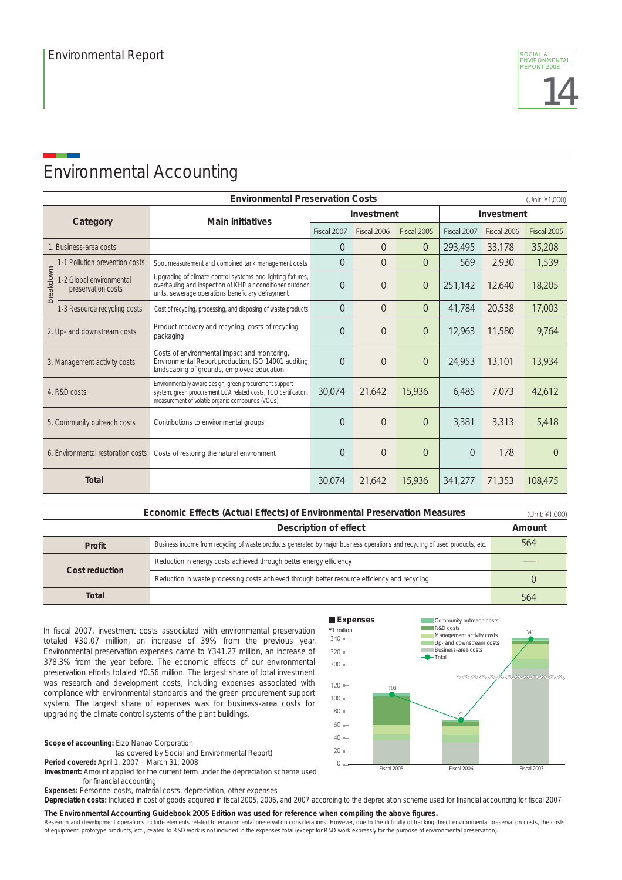## Environmental Accounting

**Environmental Preservation Costs** (Unit: ¥1,000)

| Category | | Main initiatives | Investment | | | Investment | | |
|---|---|---|---|---|---|---|---|---|
| | | | Fiscal 2007 | Fiscal 2006 | Fiscal 2005 | Fiscal 2007 | Fiscal 2006 | Fiscal 2005 |
| 1. Business-area costs | | | 0 | 0 | 0 | 293,495 | 33,178 | 35,208 |
| Breakdown | 1-1 Pollution prevention costs | Soot measurement and combined tank management costs | 0 | 0 | 0 | 569 | 2,930 | 1,539 |
| | 1-2 Global environmental preservation costs | Upgrading of climate control systems and lighting fixtures, overhauling and inspection of KHP air conditioner outdoor units, sewerage operations beneficiary defrayment | 0 | 0 | 0 | 251,142 | 12,640 | 18,205 |
| | 1-3 Resource recycling costs | Cost of recycling, processing, and disposing of waste products | 0 | 0 | 0 | 41,784 | 20,538 | 17,003 |
| 2. Up- and downstream costs | | Product recovery and recycling, costs of recycling packaging | 0 | 0 | 0 | 12,963 | 11,580 | 9,764 |
| 3. Management activity costs | | Costs of environmental impact and monitoring, Environmental Report production, ISO 14001 auditing, landscaping of grounds, employee education | 0 | 0 | 0 | 24,953 | 13,101 | 13,934 |
| 4. R&D costs | | Environmentally aware design, green procurement support system, green procurement LCA related costs, TCO certification, measurement of volatile organic compounds (VOCs) | 30,074 | 21,642 | 15,936 | 6,485 | 7,073 | 42,612 |
| 5. Community outreach costs | | Contributions to environmental groups | 0 | 0 | 0 | 3,381 | 3,313 | 5,418 |
| 6. Environmental restoration costs | | Costs of restoring the natural environment | 0 | 0 | 0 | 0 | 178 | 0 |
| **Total** | | | 30,074 | 21,642 | 15,936 | 341,277 | 71,353 | 108,475 |

**Economic Effects (Actual Effects) of Environmental Preservation Measures** (Unit: ¥1,000)

| | Description of effect | Amount |
|---|---|---|
| **Profit** | Business income from recycling of waste products generated by major business operations and recycling of used products, etc. | 564 |
| **Cost reduction** | Reduction in energy costs achieved through better energy efficiency | — |
| | Reduction in waste processing costs achieved through better resource efficiency and recycling | 0 |
| **Total** | | 564 |

In fiscal 2007, investment costs associated with environmental preservation totaled ¥30.07 million, an increase of 39% from the previous year. Environmental preservation expenses came to ¥341.27 million, an increase of 378.3% from the year before. The economic effects of our environmental preservation efforts totaled ¥0.56 million. The largest share of total investment was research and development costs, including expenses associated with compliance with environmental standards and the green procurement support system. The largest share of expenses was for business-area costs for upgrading the climate control systems of the plant buildings.

**Expenses** (¥1 million)

Legend: Community outreach costs, R&D costs, Management activity costs, Up- and downstream costs, Business-area costs, Total

| | Fiscal 2005 | Fiscal 2006 | Fiscal 2007 |
|---|---|---|---|
| Total | 108 | 71 | 341 |

**Scope of accounting:** Eizo Nanao Corporation
(as covered by Social and Environmental Report)
**Period covered:** April 1, 2007 – March 31, 2008
**Investment:** Amount applied for the current term under the depreciation scheme used for financial accounting
**Expenses:** Personnel costs, material costs, depreciation, other expenses
**Depreciation costs:** Included in cost of goods acquired in fiscal 2005, 2006, and 2007 according to the depreciation scheme used for financial accounting for fiscal 2007

**The Environmental Accounting Guidebook 2005 Edition was used for reference when compiling the above figures.**
Research and development operations include elements related to environmental preservation considerations. However, due to the difficulty of tracking direct environmental preservation costs, the costs of equipment, prototype products, etc., related to R&D work is not included in the expenses total (except for R&D work expressly for the purpose of environmental preservation).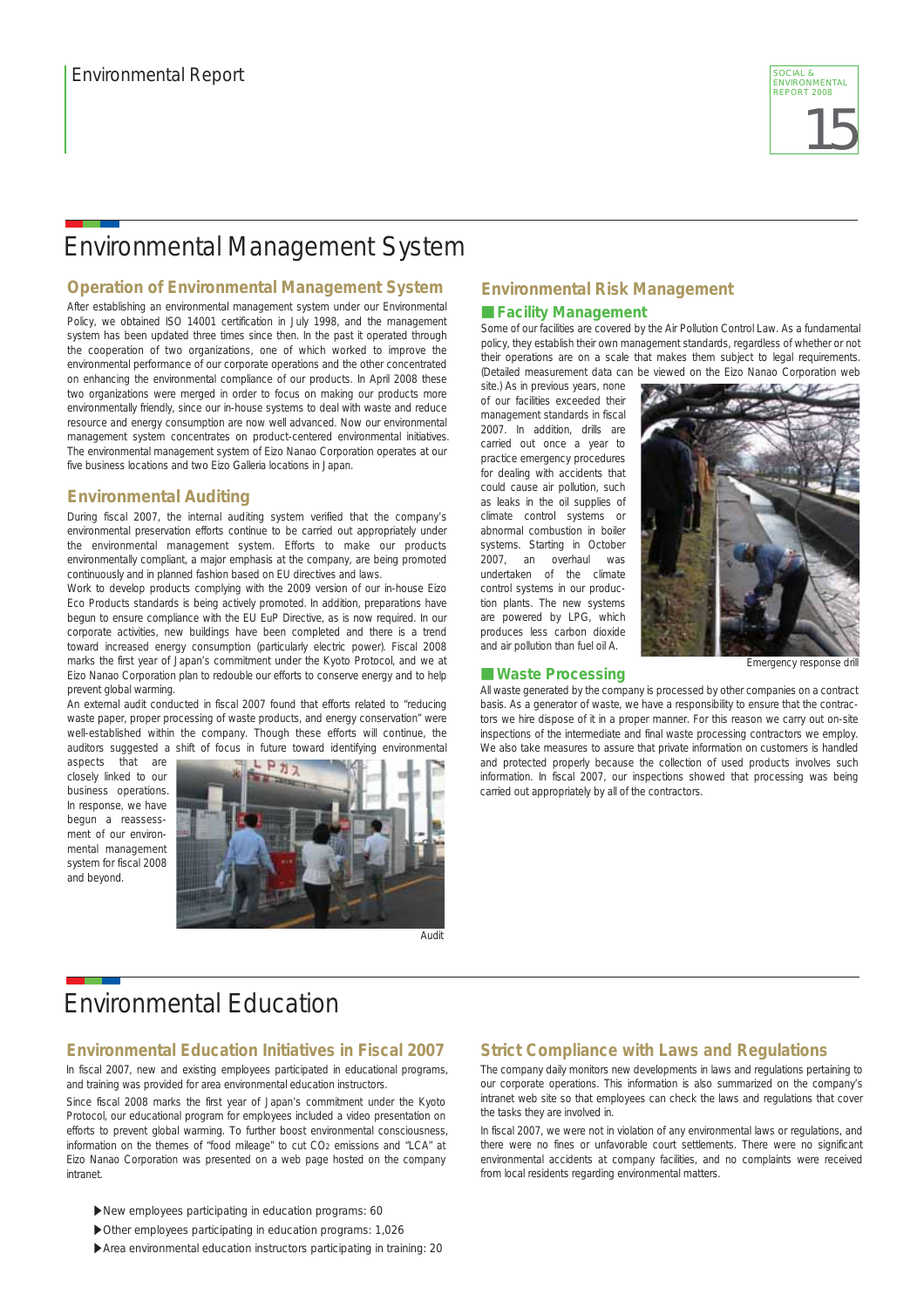# Environmental Management System

## Operation of Environmental Management System

After establishing an environmental management system under our Environmental Policy, we obtained ISO 14001 certification in July 1998, and the management system has been updated three times since then. In the past it operated through the cooperation of two organizations, one of which worked to improve the environmental performance of our corporate operations and the other concentrated on enhancing the environmental compliance of our products. In April 2008 these two organizations were merged in order to focus on making our products more environmentally friendly, since our in-house systems to deal with waste and reduce resource and energy consumption are now well advanced. Now our environmental management system concentrates on product-centered environmental initiatives. The environmental management system of Eizo Nanao Corporation operates at our five business locations and two Eizo Galleria locations in Japan.

## Environmental Auditing

During fiscal 2007, the internal auditing system verified that the company's environmental preservation efforts continue to be carried out appropriately under the environmental management system. Efforts to make our products environmentally compliant, a major emphasis at the company, are being promoted continuously and in planned fashion based on EU directives and laws.

Work to develop products complying with the 2009 version of our in-house Eizo Eco Products standards is being actively promoted. In addition, preparations have begun to ensure compliance with the EU EuP Directive, as is now required. In our corporate activities, new buildings have been completed and there is a trend toward increased energy consumption (particularly electric power). Fiscal 2008 marks the first year of Japan's commitment under the Kyoto Protocol, and we at Eizo Nanao Corporation plan to redouble our efforts to conserve energy and to help prevent global warming.

An external audit conducted in fiscal 2007 found that efforts related to "reducing waste paper, proper processing of waste products, and energy conservation" were well-established within the company. Though these efforts will continue, the auditors suggested a shift of focus in future toward identifying environmental aspects that are closely linked to our business operations. In response, we have begun a reassessment of our environmental management system for fiscal 2008 and beyond.

Audit

## Environmental Risk Management

### ■ Facility Management

Some of our facilities are covered by the Air Pollution Control Law. As a fundamental policy, they establish their own management standards, regardless of whether or not their operations are on a scale that makes them subject to legal requirements. (Detailed measurement data can be viewed on the Eizo Nanao Corporation web site.) As in previous years, none of our facilities exceeded their management standards in fiscal 2007. In addition, drills are carried out once a year to practice emergency procedures for dealing with accidents that could cause air pollution, such as leaks in the oil supplies of climate control systems or abnormal combustion in boiler systems. Starting in October 2007, an overhaul was undertaken of the climate control systems in our production plants. The new systems are powered by LPG, which produces less carbon dioxide and air pollution than fuel oil A.

Emergency response drill

### ■ Waste Processing

All waste generated by the company is processed by other companies on a contract basis. As a generator of waste, we have a responsibility to ensure that the contractors we hire dispose of it in a proper manner. For this reason we carry out on-site inspections of the intermediate and final waste processing contractors we employ. We also take measures to assure that private information on customers is handled and protected properly because the collection of used products involves such information. In fiscal 2007, our inspections showed that processing was being carried out appropriately by all of the contractors.

# Environmental Education

## Environmental Education Initiatives in Fiscal 2007

In fiscal 2007, new and existing employees participated in educational programs, and training was provided for area environmental education instructors.

Since fiscal 2008 marks the first year of Japan's commitment under the Kyoto Protocol, our educational program for employees included a video presentation on efforts to prevent global warming. To further boost environmental consciousness, information on the themes of "food mileage" to cut $CO_2$ emissions and "LCA" at Eizo Nanao Corporation was presented on a web page hosted on the company intranet.

- ▶New employees participating in education programs: 60
- ▶Other employees participating in education programs: 1,026
- ▶Area environmental education instructors participating in training: 20

## Strict Compliance with Laws and Regulations

The company daily monitors new developments in laws and regulations pertaining to our corporate operations. This information is also summarized on the company's intranet web site so that employees can check the laws and regulations that cover the tasks they are involved in.

In fiscal 2007, we were not in violation of any environmental laws or regulations, and there were no fines or unfavorable court settlements. There were no significant environmental accidents at company facilities, and no complaints were received from local residents regarding environmental matters.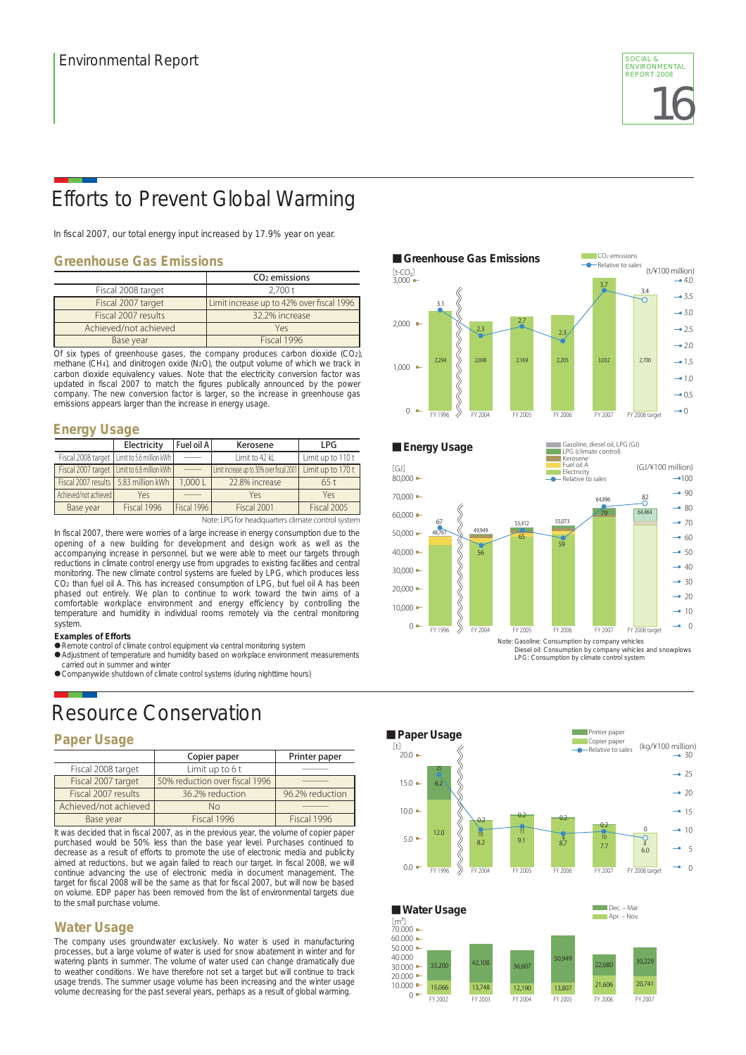# Efforts to Prevent Global Warming

In fiscal 2007, our total energy input increased by 17.9% year on year.

## Greenhouse Gas Emissions

| | $CO_2$ emissions |
|---|---|
| Fiscal 2008 target | 2,700 t |
| Fiscal 2007 target | Limit increase up to 42% over fiscal 1996 |
| Fiscal 2007 results | 32.2% increase |
| Achieved/not achieved | Yes |
| Base year | Fiscal 1996 |

Of six types of greenhouse gases, the company produces carbon dioxide ($CO_2$), methane ($CH_4$), and dinitrogen oxide ($N_2O$), the output volume of which we track in carbon dioxide equivalency values. Note that the electricity conversion factor was updated in fiscal 2007 to match the figures publically announced by the power company. The new conversion factor is larger, so the increase in greenhouse gas emissions appears larger than the increase in energy usage.

**Greenhouse Gas Emissions** (chart: $CO_2$ emissions [t-$CO_2$]; Relative to sales (t/¥100 million))

| | FY 1996 | FY 2004 | FY 2005 | FY 2006 | FY 2007 | FY 2008 target |
|---|---|---|---|---|---|---|
| $CO_2$ emissions | 2,294 | 2,048 | 2,169 | 2,205 | 3,032 | 2,700 |
| Relative to sales | 3.1 | 2.3 | 2.7 | 2.3 | 3.7 | 3.4 |

## Energy Usage

| | Electricity | Fuel oil A | Kerosene | LPG |
|---|---|---|---|---|
| Fiscal 2008 target | Limit to 5.6 million kWh | ——— | Limit to 42 kL | Limit up to 110 t |
| Fiscal 2007 target | Limit to 6.8 million kWh | ——— | Limit increase up to 30% over fiscal 2001 | Limit up to 170 t |
| Fiscal 2007 results | 5.83 million kWh | 1,000 L | 22.8% increase | 65 t |
| Achieved/not achieved | Yes | ——— | Yes | Yes |
| Base year | Fiscal 1996 | Fiscal 1996 | Fiscal 2001 | Fiscal 2005 |

Note: LPG for headquarters climate control system

In fiscal 2007, there were worries of a large increase in energy consumption due to the opening of a new building for development and design work as well as the accompanying increase in personnel, but we were able to meet our targets through reductions in climate control energy use from upgrades to existing facilities and central monitoring. The new climate control systems are fueled by LPG, which produces less $CO_2$ than fuel oil A. This has increased consumption of LPG, but fuel oil A has been phased out entirely. We plan to continue to work toward the twin aims of a comfortable workplace environment and energy efficiency by controlling the temperature and humidity in individual rooms remotely via the central monitoring system.

**Examples of Efforts**

- Remote control of climate control equipment via central monitoring system
- Adjustment of temperature and humidity based on workplace environment measurements carried out in summer and winter
- Companywide shutdown of climate control systems (during nighttime hours)

**Energy Usage** (chart: Gasoline, diesel oil, LPG (GJ); LPG (climate control); Kerosene; Fuel oil A; Electricity [GJ]; Relative to sales (GJ/¥100 million))

| | FY 1996 | FY 2004 | FY 2005 | FY 2006 | FY 2007 | FY 2008 target |
|---|---|---|---|---|---|---|
| Total energy (GJ) | 48,761 | 49,949 | 53,412 | 55,073 | 64,896 | 64,464 |
| Relative to sales | 67 | 56 | 65 | 59 | 79 | 82 |

Note: Gasoline: Consumption by company vehicles
Diesel oil: Consumption by company vehicles and snowplows
LPG: Consumption by climate control system

# Resource Conservation

## Paper Usage

| | Copier paper | Printer paper |
|---|---|---|
| Fiscal 2008 target | Limit up to 6 t | ——— |
| Fiscal 2007 target | 50% reduction over fiscal 1996 | ——— |
| Fiscal 2007 results | 36.2% reduction | 96.2% reduction |
| Achieved/not achieved | No | ——— |
| Base year | Fiscal 1996 | Fiscal 1996 |

It was decided that in fiscal 2007, as in the previous year, the volume of copier paper purchased would be 50% less than the base year level. Purchases continued to decrease as a result of efforts to promote the use of electronic media and publicity aimed at reductions, but we again failed to reach our target. In fiscal 2008, we will continue advancing the use of electronic media in document management. The target for fiscal 2008 will be the same as that for fiscal 2007, but will now be based on volume. EDP paper has been removed from the list of environmental targets due to the small purchase volume.

**Paper Usage** (chart: Printer paper; Copier paper [t]; Relative to sales (kg/¥100 million))

| | FY 1996 | FY 2004 | FY 2005 | FY 2006 | FY 2007 | FY 2008 target |
|---|---|---|---|---|---|---|
| Printer paper | 6.2 | 0.2 | 0.2 | 0.2 | 0.2 | 0 |
| Copier paper | 12.0 | 8.2 | 9.1 | 8.7 | 7.7 | 6.0 |
| Relative to sales | 25 | 10 | 11 | 9 | 10 | 8 |

## Water Usage

The company uses groundwater exclusively. No water is used in manufacturing processes, but a large volume of water is used for snow abatement in winter and for watering plants in summer. The volume of water used can change dramatically due to weather conditions. We have therefore not set a target but will continue to track usage trends. The summer usage volume has been increasing and the winter usage volume decreasing for the past several years, perhaps as a result of global warming.

**Water Usage** (chart: [$m^3$])

| | FY 2002 | FY 2003 | FY 2004 | FY 2005 | FY 2006 | FY 2007 |
|---|---|---|---|---|---|---|
| Dec. – Mar. | 33,200 | 42,108 | 36,607 | 50,949 | 22,680 | 30,229 |
| Apr. – Nov. | 15,066 | 13,748 | 12,190 | 13,807 | 21,606 | 20,741 |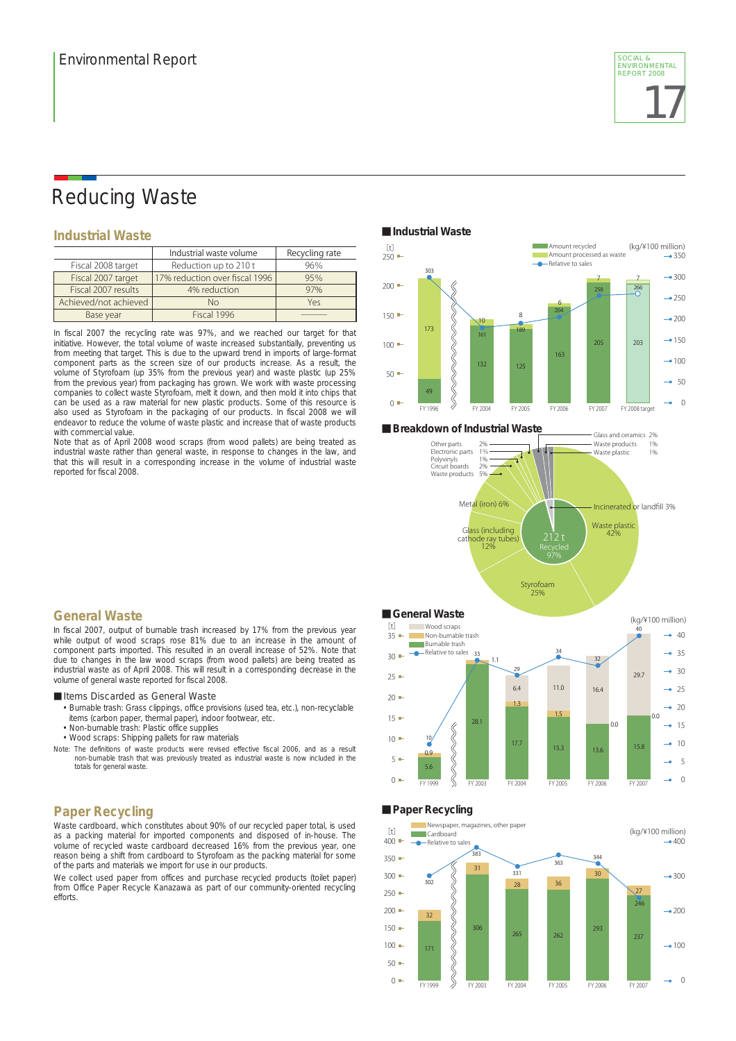# Reducing Waste

## Industrial Waste

| | Industrial waste volume | Recycling rate |
|---|---|---|
| Fiscal 2008 target | Reduction up to 210 t | 96% |
| Fiscal 2007 target | 17% reduction over fiscal 1996 | 95% |
| Fiscal 2007 results | 4% reduction | 97% |
| Achieved/not achieved | No | Yes |
| Base year | Fiscal 1996 | ——— |

In fiscal 2007 the recycling rate was 97%, and we reached our target for that initiative. However, the total volume of waste increased substantially, preventing us from meeting that target. This is due to the upward trend in imports of large-format component parts as the screen size of our products increase. As a result, the volume of Styrofoam (up 35% from the previous year) and waste plastic (up 25% from the previous year) from packaging has grown. We work with waste processing companies to collect waste Styrofoam, melt it down, and then mold it into chips that can be used as a raw material for new plastic products. Some of this resource is also used as Styrofoam in the packaging of our products. In fiscal 2008 we will endeavor to reduce the volume of waste plastic and increase that of waste products with commercial value.

Note that as of April 2008 wood scraps (from wood pallets) are being treated as industrial waste rather than general waste, in response to changes in the law, and that this will result in a corresponding increase in the volume of industrial waste reported for fiscal 2008.

### ■ Industrial Waste

[t] / (kg/¥100 million)

| | FY 1996 | FY 2004 | FY 2005 | FY 2006 | FY 2007 | FY 2008 target |
|---|---|---|---|---|---|---|
| Amount recycled | 49 | 132 | 125 | 163 | 205 | 203 |
| Amount processed as waste | 173 | 10 | 8 | 6 | 7 | 7 |
| Relative to sales | 303 | 161 | 189 | 204 | 258 | 266 |

### ■ Breakdown of Industrial Waste

212 t — Recycled 97%, Incinerated or landfill 3%

Recycled: Waste plastic 42%, Styrofoam 25%, Glass (including cathode ray tubes) 12%, Metal (iron) 6%, Waste products 5%, Circuit boards 2%, Polyvinyls 1%, Electronic parts 1%, Other parts 2%

Incinerated or landfill: Glass and ceramics 2%, Waste products 1%, Waste plastic 1%

## General Waste

In fiscal 2007, output of burnable trash increased by 17% from the previous year while output of wood scraps rose 81% due to an increase in the amount of component parts imported. This resulted in an overall increase of 52%. Note that due to changes in the law wood scraps (from wood pallets) are being treated as industrial waste as of April 2008. This will result in a corresponding decrease in the volume of general waste reported for fiscal 2008.

■ Items Discarded as General Waste

- Burnable trash: Grass clippings, office provisions (used tea, etc.), non-recyclable items (carbon paper, thermal paper), indoor footwear, etc.
- Non-burnable trash: Plastic office supplies
- Wood scraps: Shipping pallets for raw materials

Note: The definitions of waste products were revised effective fiscal 2006, and as a result non-burnable trash that was previously treated as industrial waste is now included in the totals for general waste.

### ■ General Waste

[t] / (kg/¥100 million)

| | FY 1999 | FY 2003 | FY 2004 | FY 2005 | FY 2006 | FY 2007 |
|---|---|---|---|---|---|---|
| Burnable trash | 5.6 | 28.1 | 17.7 | 15.3 | 13.6 | 15.8 |
| Non-burnable trash | 0.9 | 1.1 | 1.3 | 1.5 | 0.0 | 0.0 |
| Wood scraps | | | 6.4 | 11.0 | 16.4 | 29.7 |
| Relative to sales | 10 | 33 | 29 | 34 | 32 | 40 |

## Paper Recycling

Waste cardboard, which constitutes about 90% of our recycled paper total, is used as a packing material for imported components and disposed of in-house. The volume of recycled waste cardboard decreased 16% from the previous year, one reason being a shift from cardboard to Styrofoam as the packing material for some of the parts and materials we import for use in our products.

We collect used paper from offices and purchase recycled products (toilet paper) from Office Paper Recycle Kanazawa as part of our community-oriented recycling efforts.

### ■ Paper Recycling

[t] / (kg/¥100 million)

| | FY 1999 | FY 2003 | FY 2004 | FY 2005 | FY 2006 | FY 2007 |
|---|---|---|---|---|---|---|
| Cardboard | 171 | 306 | 265 | 262 | 293 | 237 |
| Newspaper, magazines, other paper | 32 | 31 | 28 | 36 | 30 | 27 |
| Relative to sales | 302 | 383 | 331 | 363 | 344 | 246 |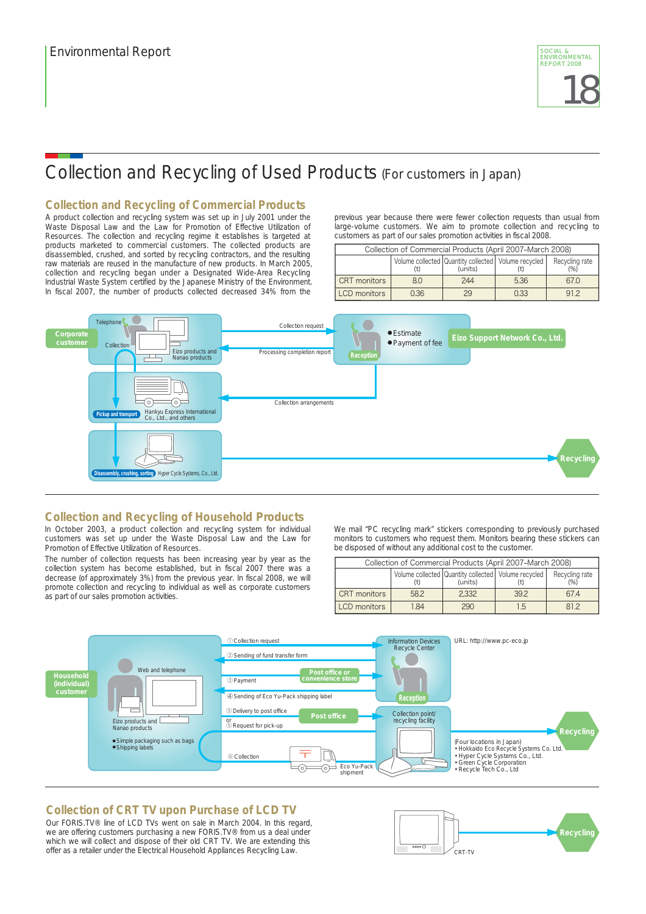# Collection and Recycling of Used Products (For customers in Japan)

## Collection and Recycling of Commercial Products

A product collection and recycling system was set up in July 2001 under the Waste Disposal Law and the Law for Promotion of Effective Utilization of Resources. The collection and recycling regime it establishes is targeted at products marketed to commercial customers. The collected products are disassembled, crushed, and sorted by recycling contractors, and the resulting raw materials are reused in the manufacture of new products. In March 2005, collection and recycling began under a Designated Wide-Area Recycling Industrial Waste System certified by the Japanese Ministry of the Environment. In fiscal 2007, the number of products collected decreased 34% from the previous year because there were fewer collection requests than usual from large-volume customers. We aim to promote collection and recycling to customers as part of our sales promotion activities in fiscal 2008.

Collection of Commercial Products (April 2007–March 2008)

| | Volume collected (t) | Quantity collected (units) | Volume recycled (t) | Recycling rate (%) |
|---|---|---|---|---|
| CRT monitors | 8.0 | 244 | 5.36 | 67.0 |
| LCD monitors | 0.36 | 29 | 0.33 | 91.2 |

Corporate customer — Telephone — Collection — Eizo products and Nanao products

Collection request → Eizo Support Network Co., Ltd. (Reception: ●Estimate ●Payment of fee)

Processing completion report

Collection arrangements

Pickup and transport — Hankyu Express International Co., Ltd., and others

Disassembly, crushing, sorting — Hyper Cycle Systems, Co., Ltd. → Recycling

## Collection and Recycling of Household Products

In October 2003, a product collection and recycling system for individual customers was set up under the Waste Disposal Law and the Law for Promotion of Effective Utilization of Resources.

The number of collection requests has been increasing year by year as the collection system has become established, but in fiscal 2007 there was a decrease (of approximately 3%) from the previous year. In fiscal 2008, we will promote collection and recycling to individual as well as corporate customers as part of our sales promotion activities.

We mail "PC recycling mark" stickers corresponding to previously purchased monitors to customers who request them. Monitors bearing these stickers can be disposed of without any additional cost to the customer.

Collection of Commercial Products (April 2007–March 2008)

| | Volume collected (t) | Quantity collected (units) | Volume recycled (t) | Recycling rate (%) |
|---|---|---|---|---|
| CRT monitors | 58.2 | 2,332 | 39.2 | 67.4 |
| LCD monitors | 1.84 | 290 | 1.5 | 81.2 |

Household (individual) customer — Web and telephone — Eizo products and Nanao products

- Simple packaging such as bags
- Shipping labels

Information Devices Recycle Center (Reception) — URL: http://www.pc-eco.jp

① Collection request
② Sending of fund transfer form
③ Payment (Post office or convenience store)
④ Sending of Eco Yu-Pack shipping label
⑤ Delivery to post office (Post office) or ⑤ Request for pick-up
⑥ Collection — Eco Yu-Pack shipment

Collection point/recycling facility → Recycling

(Four locations in Japan)
- Hokkaido Eco Recycle Systems Co. Ltd.
- Hyper Cycle Systems Co., Ltd.
- Green Cycle Corporation
- Recycle Tech Co., Ltd

## Collection of CRT TV upon Purchase of LCD TV

Our FORIS.TV® line of LCD TVs went on sale in March 2004. In this regard, we are offering customers purchasing a new FORIS.TV® from us a deal under which we will collect and dispose of their old CRT TV. We are extending this offer as a retailer under the Electrical Household Appliances Recycling Law.

CRT-TV → Recycling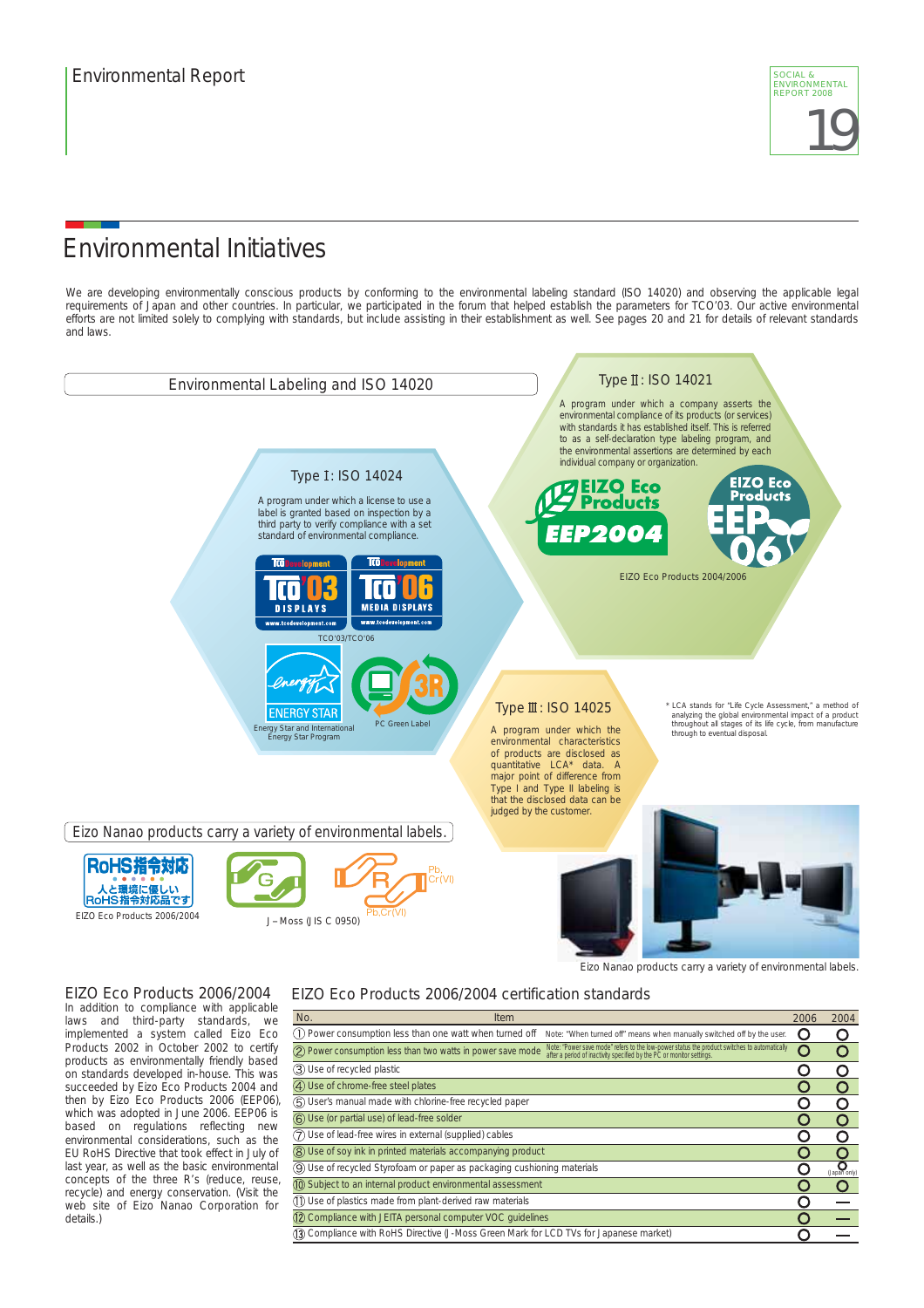# Environmental Initiatives

We are developing environmentally conscious products by conforming to the environmental labeling standard (ISO 14020) and observing the applicable legal requirements of Japan and other countries. In particular, we participated in the forum that helped establish the parameters for TCO'03. Our active environmental efforts are not limited solely to complying with standards, but include assisting in their establishment as well. See pages 20 and 21 for details of relevant standards and laws.

## Environmental Labeling and ISO 14020

### Type I: ISO 14024

A program under which a license to use a label is granted based on inspection by a third party to verify compliance with a set standard of environmental compliance.

TCO'03/TCO'06

Energy Star and International Energy Star Program

PC Green Label

### Type II: ISO 14021

A program under which a company asserts the environmental compliance of its products (or services) with standards it has established itself. This is referred to as a self-declaration type labeling program, and the environmental assertions are determined by each individual company or organization.

EIZO Eco Products 2004/2006

### Type III: ISO 14025

A program under which the environmental characteristics of products are disclosed as quantitative LCA* data. A major point of difference from Type I and Type II labeling is that the disclosed data can be judged by the customer.

\* LCA stands for "Life Cycle Assessment," a method of analyzing the global environmental impact of a product throughout all stages of its life cycle, from manufacture through to eventual disposal.

## Eizo Nanao products carry a variety of environmental labels.

RoHS指令対応 人と環境に優しい RoHS指令対応品です

EIZO Eco Products 2006/2004

J－Moss (JIS C 0950)

Eizo Nanao products carry a variety of environmental labels.

## EIZO Eco Products 2006/2004

In addition to compliance with applicable laws and third-party standards, we implemented a system called Eizo Eco Products 2002 in October 2002 to certify products as environmentally friendly based on standards developed in-house. This was succeeded by Eizo Eco Products 2004 and then by Eizo Eco Products 2006 (EEP06), which was adopted in June 2006. EEP06 is based on regulations reflecting new environmental considerations, such as the EU RoHS Directive that took effect in July of last year, as well as the basic environmental concepts of the three R's (reduce, reuse, recycle) and energy conservation. (Visit the web site of Eizo Nanao Corporation for details.)

## EIZO Eco Products 2006/2004 certification standards

| No. | Item | 2006 | 2004 |
|---|---|---|---|
| ① | Power consumption less than one watt when turned off  Note: "When turned off" means when manually switched off by the user. | ○ | ○ |
| ② | Power consumption less than two watts in power save mode  Note: "Power save mode" refers to the low-power status the product switches to automatically after a period of inactivity specified by the PC or monitor settings. | ○ | ○ |
| ③ | Use of recycled plastic | ○ | ○ |
| ④ | Use of chrome-free steel plates | ○ | ○ |
| ⑤ | User's manual made with chlorine-free recycled paper | ○ | ○ |
| ⑥ | Use (or partial use) of lead-free solder | ○ | ○ |
| ⑦ | Use of lead-free wires in external (supplied) cables | ○ | ○ |
| ⑧ | Use of soy ink in printed materials accompanying product | ○ | ○ |
| ⑨ | Use of recycled Styrofoam or paper as packaging cushioning materials | ○ | ○ (Japan only) |
| ⑩ | Subject to an internal product environmental assessment | ○ | ○ |
| ⑪ | Use of plastics made from plant-derived raw materials | ○ | — |
| ⑫ | Compliance with JEITA personal computer VOC guidelines | ○ | — |
| ⑬ | Compliance with RoHS Directive (J-Moss Green Mark for LCD TVs for Japanese market) | ○ | — |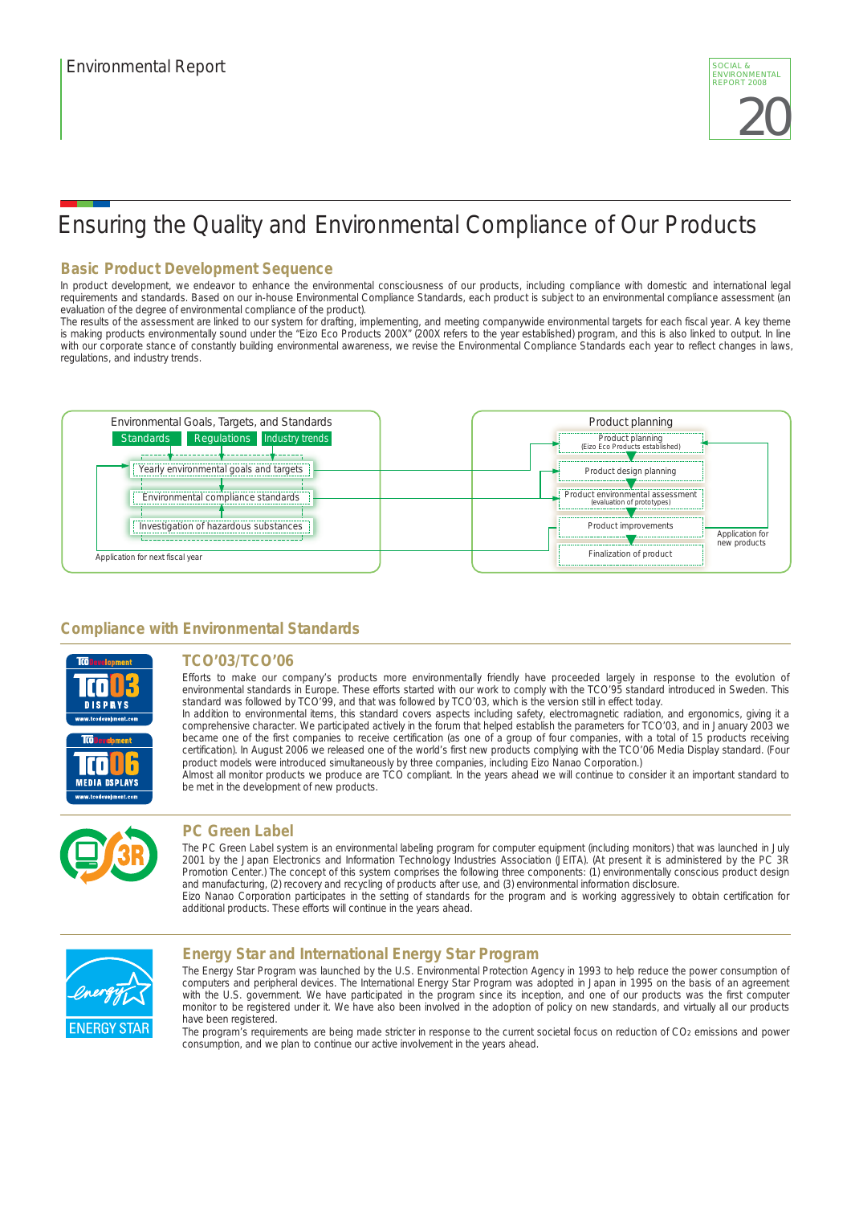# Ensuring the Quality and Environmental Compliance of Our Products

## Basic Product Development Sequence

In product development, we endeavor to enhance the environmental consciousness of our products, including compliance with domestic and international legal requirements and standards. Based on our in-house Environmental Compliance Standards, each product is subject to an environmental compliance assessment (an evaluation of the degree of environmental compliance of the product).

The results of the assessment are linked to our system for drafting, implementing, and meeting companywide environmental targets for each fiscal year. A key theme is making products environmentally sound under the "Eizo Eco Products 200X" (200X refers to the year established) program, and this is also linked to output. In line with our corporate stance of constantly building environmental awareness, we revise the Environmental Compliance Standards each year to reflect changes in laws, regulations, and industry trends.

Environmental Goals, Targets, and Standards

- Standards
- Regulations
- Industry trends
- Yearly environmental goals and targets
- Environmental compliance standards
- Investigation of hazardous substances

Application for next fiscal year

Product planning

- Product planning (Eizo Eco Products established)
- Product design planning
- Product environmental assessment (evaluation of prototypes)
- Product improvements
- Finalization of product

Application for new products

## Compliance with Environmental Standards

### TCO'03/TCO'06

Efforts to make our company's products more environmentally friendly have proceeded largely in response to the evolution of environmental standards in Europe. These efforts started with our work to comply with the TCO'95 standard introduced in Sweden. This standard was followed by TCO'99, and that was followed by TCO'03, which is the version still in effect today.

In addition to environmental items, this standard covers aspects including safety, electromagnetic radiation, and ergonomics, giving it a comprehensive character. We participated actively in the forum that helped establish the parameters for TCO'03, and in January 2003 we became one of the first companies to receive certification (as one of a group of four companies, with a total of 15 products receiving certification). In August 2006 we released one of the world's first new products complying with the TCO'06 Media Display standard. (Four product models were introduced simultaneously by three companies, including Eizo Nanao Corporation.)

Almost all monitor products we produce are TCO compliant. In the years ahead we will continue to consider it an important standard to be met in the development of new products.

### PC Green Label

The PC Green Label system is an environmental labeling program for computer equipment (including monitors) that was launched in July 2001 by the Japan Electronics and Information Technology Industries Association (JEITA). (At present it is administered by the PC 3R Promotion Center.) The concept of this system comprises the following three components: (1) environmentally conscious product design and manufacturing, (2) recovery and recycling of products after use, and (3) environmental information disclosure.

Eizo Nanao Corporation participates in the setting of standards for the program and is working aggressively to obtain certification for additional products. These efforts will continue in the years ahead.

### Energy Star and International Energy Star Program

The Energy Star Program was launched by the U.S. Environmental Protection Agency in 1993 to help reduce the power consumption of computers and peripheral devices. The International Energy Star Program was adopted in Japan in 1995 on the basis of an agreement with the U.S. government. We have participated in the program since its inception, and one of our products was the first computer monitor to be registered under it. We have also been involved in the adoption of policy on new standards, and virtually all our products have been registered.

The program's requirements are being made stricter in response to the current societal focus on reduction of $CO_2$ emissions and power consumption, and we plan to continue our active involvement in the years ahead.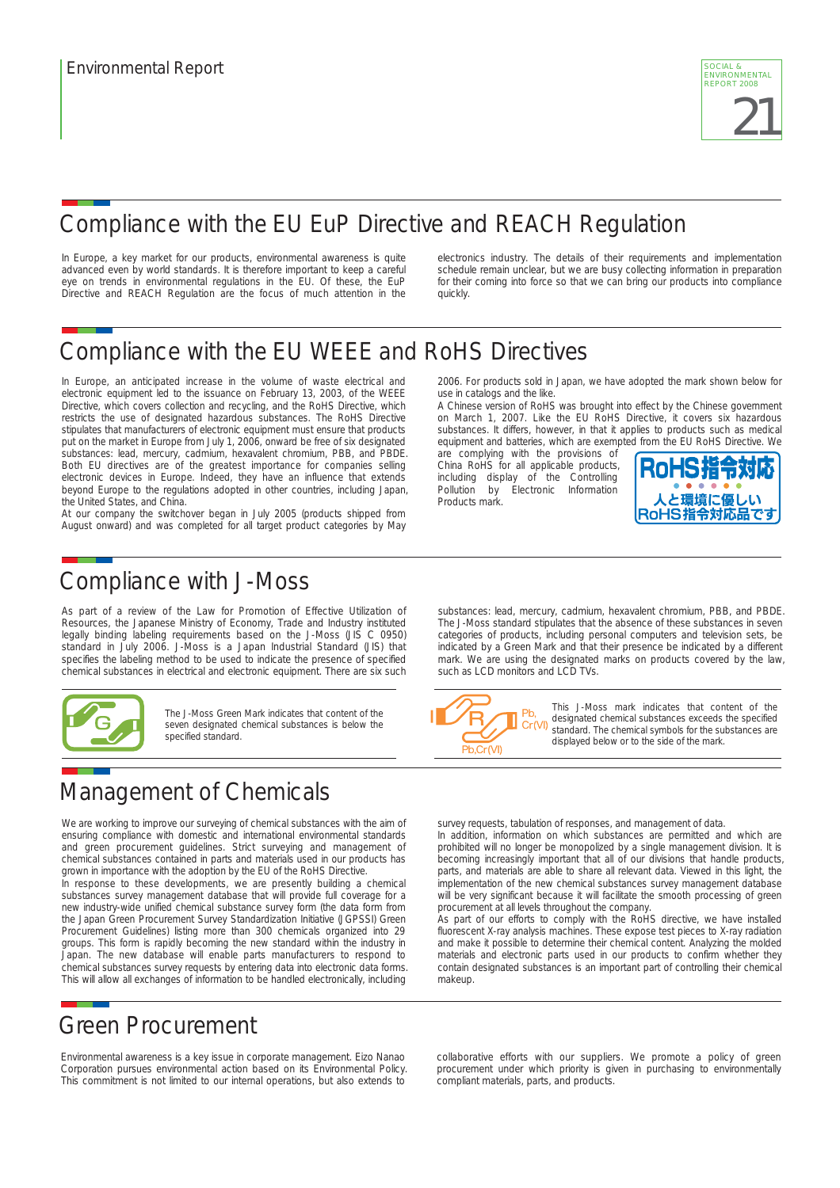# Environmental Report

## Compliance with the EU EuP Directive and REACH Regulation

In Europe, a key market for our products, environmental awareness is quite advanced even by world standards. It is therefore important to keep a careful eye on trends in environmental regulations in the EU. Of these, the EuP Directive and REACH Regulation are the focus of much attention in the electronics industry. The details of their requirements and implementation schedule remain unclear, but we are busy collecting information in preparation for their coming into force so that we can bring our products into compliance quickly.

## Compliance with the EU WEEE and RoHS Directives

In Europe, an anticipated increase in the volume of waste electrical and electronic equipment led to the issuance on February 13, 2003, of the WEEE Directive, which covers collection and recycling, and the RoHS Directive, which restricts the use of designated hazardous substances. The RoHS Directive stipulates that manufacturers of electronic equipment must ensure that products put on the market in Europe from July 1, 2006, onward be free of six designated substances: lead, mercury, cadmium, hexavalent chromium, PBB, and PBDE. Both EU directives are of the greatest importance for companies selling electronic devices in Europe. Indeed, they have an influence that extends beyond Europe to the regulations adopted in other countries, including Japan, the United States, and China.

At our company the switchover began in July 2005 (products shipped from August onward) and was completed for all target product categories by May 2006. For products sold in Japan, we have adopted the mark shown below for use in catalogs and the like.

A Chinese version of RoHS was brought into effect by the Chinese government on March 1, 2007. Like the EU RoHS Directive, it covers six hazardous substances. It differs, however, in that it applies to products such as medical equipment and batteries, which are exempted from the EU RoHS Directive. We are complying with the provisions of China RoHS for all applicable products, including display of the Controlling Pollution by Electronic Information Products mark.

RoHS指令対応
人と環境に優しい RoHS指令対応品です

## Compliance with J-Moss

As part of a review of the Law for Promotion of Effective Utilization of Resources, the Japanese Ministry of Economy, Trade and Industry instituted legally binding labeling requirements based on the J-Moss (JIS C 0950) standard in July 2006. J-Moss is a Japan Industrial Standard (JIS) that specifies the labeling method to be used to indicate the presence of specified chemical substances in electrical and electronic equipment. There are six such substances: lead, mercury, cadmium, hexavalent chromium, PBB, and PBDE. The J-Moss standard stipulates that the absence of these substances in seven categories of products, including personal computers and television sets, be indicated by a Green Mark and that their presence be indicated by a different mark. We are using the designated marks on products covered by the law, such as LCD monitors and LCD TVs.

The J-Moss Green Mark indicates that content of the seven designated chemical substances is below the specified standard.

This J-Moss mark indicates that content of the designated chemical substances exceeds the specified standard. The chemical symbols for the substances are displayed below or to the side of the mark.

## Management of Chemicals

We are working to improve our surveying of chemical substances with the aim of ensuring compliance with domestic and international environmental standards and green procurement guidelines. Strict surveying and management of chemical substances contained in parts and materials used in our products has grown in importance with the adoption by the EU of the RoHS Directive.

In response to these developments, we are presently building a chemical substances survey management database that will provide full coverage for a new industry-wide unified chemical substance survey form (the data form from the Japan Green Procurement Survey Standardization Initiative (JGPSSI) Green Procurement Guidelines) listing more than 300 chemicals organized into 29 groups. This form is rapidly becoming the new standard within the industry in Japan. The new database will enable parts manufacturers to respond to chemical substances survey requests by entering data into electronic data forms. This will allow all exchanges of information to be handled electronically, including survey requests, tabulation of responses, and management of data.

In addition, information on which substances are permitted and which are prohibited will no longer be monopolized by a single management division. It is becoming increasingly important that all of our divisions that handle products, parts, and materials are able to share all relevant data. Viewed in this light, the implementation of the new chemical substances survey management database will be very significant because it will facilitate the smooth processing of green procurement at all levels throughout the company.

As part of our efforts to comply with the RoHS directive, we have installed fluorescent X-ray analysis machines. These expose test pieces to X-ray radiation and make it possible to determine their chemical content. Analyzing the molded materials and electronic parts used in our products to confirm whether they contain designated substances is an important part of controlling their chemical makeup.

## Green Procurement

Environmental awareness is a key issue in corporate management. Eizo Nanao Corporation pursues environmental action based on its Environmental Policy. This commitment is not limited to our internal operations, but also extends to collaborative efforts with our suppliers. We promote a policy of green procurement under which priority is given in purchasing to environmentally compliant materials, parts, and products.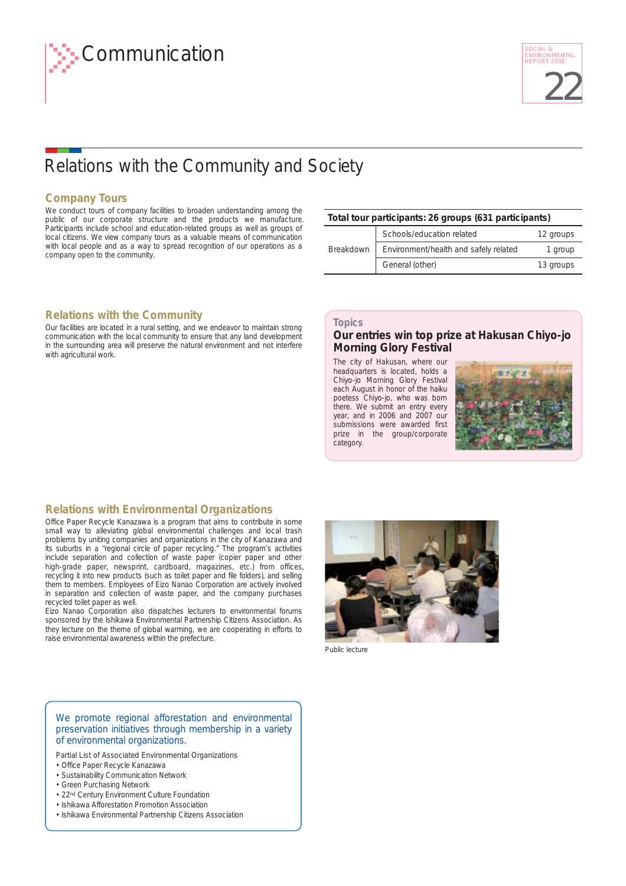# Communication

# Relations with the Community and Society

## Company Tours

We conduct tours of company facilities to broaden understanding among the public of our corporate structure and the products we manufacture. Participants include school and education-related groups as well as groups of local citizens. We view company tours as a valuable means of communication with local people and as a way to spread recognition of our operations as a company open to the community.

| Total tour participants: 26 groups (631 participants) | | |
|---|---|---|
| Breakdown | Schools/education related | 12 groups |
| | Environment/health and safely related | 1 group |
| | General (other) | 13 groups |

## Relations with the Community

Our facilities are located in a rural setting, and we endeavor to maintain strong communication with the local community to ensure that any land development in the surrounding area will preserve the natural environment and not interfere with agricultural work.

### Topics

**Our entries win top prize at Hakusan Chiyo-jo Morning Glory Festival**

The city of Hakusan, where our headquarters is located, holds a Chiyo-jo Morning Glory Festival each August in honor of the haiku poetess Chiyo-jo, who was born there. We submit an entry every year, and in 2006 and 2007 our submissions were awarded first prize in the group/corporate category.

## Relations with Environmental Organizations

Office Paper Recycle Kanazawa is a program that aims to contribute in some small way to alleviating global environmental challenges and local trash problems by uniting companies and organizations in the city of Kanazawa and its suburbs in a "regional circle of paper recycling." The program's activities include separation and collection of waste paper (copier paper and other high-grade paper, newsprint, cardboard, magazines, etc.) from offices, recycling it into new products (such as toilet paper and file folders), and selling them to members. Employees of Eizo Nanao Corporation are actively involved in separation and collection of waste paper, and the company purchases recycled toilet paper as well.

Eizo Nanao Corporation also dispatches lecturers to environmental forums sponsored by the Ishikawa Environmental Partnership Citizens Association. As they lecture on the theme of global warming, we are cooperating in efforts to raise environmental awareness within the prefecture.

Public lecture

We promote regional afforestation and environmental preservation initiatives through membership in a variety of environmental organizations.

Partial List of Associated Environmental Organizations

- Office Paper Recycle Kanazawa
- Sustainability Communication Network
- Green Purchasing Network
- 22nd Century Environment Culture Foundation
- Ishikawa Afforestation Promotion Association
- Ishikawa Environmental Partnership Citizens Association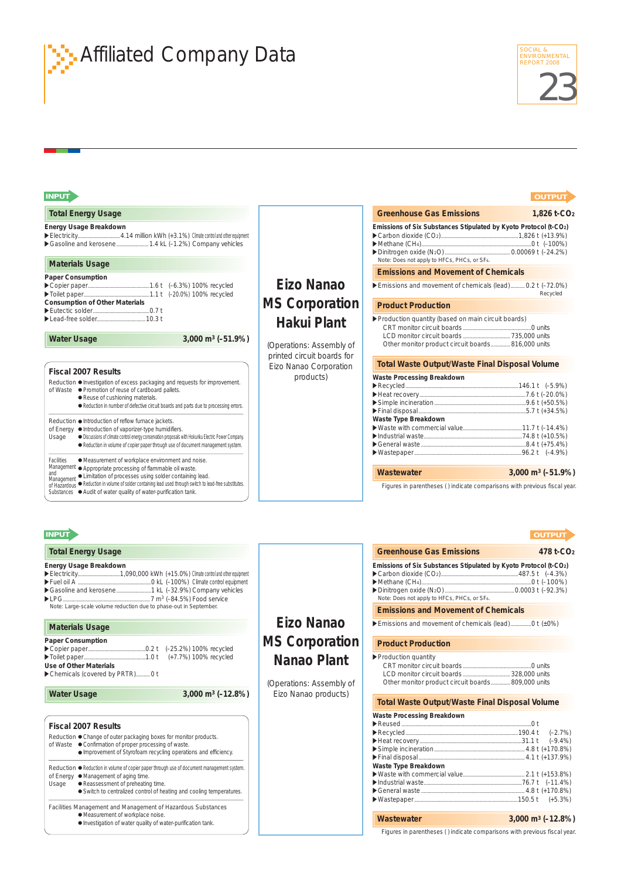# Affiliated Company Data

## Eizo Nanao MS Corporation Hakui Plant

(Operations: Assembly of printed circuit boards for Eizo Nanao Corporation products)

### INPUT

#### Total Energy Usage

**Energy Usage Breakdown**

- Electricity ........ 4.14 million kWh (+3.1%) Climate control and other equipment
- Gasoline and kerosene ........ 1.4 kL (–1.2%) Company vehicles

#### Materials Usage

**Paper Consumption**

- Copier paper ........ 1.6 t (–6.3%) 100% recycled
- Toilet paper ........ 1.1 t (–20.0%) 100% recycled

**Consumption of Other Materials**

- Eutectic solder ........ 0.7 t
- Lead-free solder ........ 10.3 t

#### Water Usage — 3,000 m³ (–51.9%)

#### Fiscal 2007 Results

**Reduction of Waste**
- Investigation of excess packaging and requests for improvement.
- Promotion of reuse of cardboard pallets.
- Reuse of cushioning materials.
- Reduction in number of defective circuit boards and parts due to processing errors.

**Reduction of Energy Usage**
- Introduction of reflow furnace jackets.
- Introduction of vaporizer-type humidifiers.
- Discussions of climate control energy conservation proposals with Hokuriku Electric Power Company.
- Reduction in volume of copier paper through use of document management system.

**Facilities Management and Management of Hazardous Substances**
- Measurement of workplace environment and noise.
- Appropriate processing of flammable oil waste.
- Limitation of processes using solder containing lead.
- Reduction in volume of solder containing lead used through switch to lead-free substitutes.
- Audit of water quality of water-purification tank.

### OUTPUT

#### Greenhouse Gas Emissions — 1,826 t-$CO_2$

**Emissions of Six Substances Stipulated by Kyoto Protocol (t-$CO_2$)**

- Carbon dioxide ($CO_2$) ........ 1,826 t (+13.9%)
- Methane ($CH_4$) ........ 0 t (–100%)
- Dinitrogen oxide ($N_2O$) ........ 0.00069 t (–24.2%)

Note: Does not apply to HFCs, PHCs, or $SF_6$.

#### Emissions and Movement of Chemicals

- Emissions and movement of chemicals (lead) ........ 0.2 t (–72.0%) Recycled

#### Product Production

- Production quantity (based on main circuit boards)
  - CRT monitor circuit boards ........ 0 units
  - LCD monitor circuit boards ........ 735,000 units
  - Other monitor product circuit boards ........ 816,000 units

#### Total Waste Output/Waste Final Disposal Volume

**Waste Processing Breakdown**

- Recycled ........ 146.1 t (–5.9%)
- Heat recovery ........ 7.6 t (–20.0%)
- Simple incineration ........ 9.6 t (+50.5%)
- Final disposal ........ 5.7 t (+34.5%)

**Waste Type Breakdown**

- Waste with commercial value ........ 11.7 t (–14.4%)
- Industrial waste ........ 74.8 t (+10.5%)
- General waste ........ 8.4 t (+75.4%)
- Wastepaper ........ 96.2 t (–4.9%)

#### Wastewater — 3,000 m³ (–51.9%)

Figures in parentheses ( ) indicate comparisons with previous fiscal year.

---

## Eizo Nanao MS Corporation Nanao Plant

(Operations: Assembly of Eizo Nanao products)

### INPUT

#### Total Energy Usage

**Energy Usage Breakdown**

- Electricity ........ 1,090,000 kWh (+15.0%) Climate control and other equipment
- Fuel oil A ........ 0 kL (–100%) Climate control equipment
- Gasoline and kerosene ........ 1 kL (–32.9%) Company vehicles
- LPG ........ 7 m³ (–84.5%) Food service

Note: Large-scale volume reduction due to phase-out in September.

#### Materials Usage

**Paper Consumption**

- Copier paper ........ 0.2 t (–25.2%) 100% recycled
- Toilet paper ........ 1.0 t (+7.7%) 100% recycled

**Use of Other Materials**

- Chemicals (covered by PRTR) ........ 0 t

#### Water Usage — 3,000 m³ (–12.8%)

#### Fiscal 2007 Results

**Reduction of Waste**
- Change of outer packaging boxes for monitor products.
- Confirmation of proper processing of waste.
- Improvement of Styrofoam recycling operations and efficiency.

**Reduction of Energy Usage**
- Reduction in volume of copier paper through use of document management system.
- Management of aging time.
- Reassessment of preheating time.
- Switch to centralized control of heating and cooling temperatures.

**Facilities Management and Management of Hazardous Substances**
- Measurement of workplace noise.
- Investigation of water quality of water-purification tank.

### OUTPUT

#### Greenhouse Gas Emissions — 478 t-$CO_2$

**Emissions of Six Substances Stipulated by Kyoto Protocol (t-$CO_2$)**

- Carbon dioxide ($CO_2$) ........ 487.5 t (–4.3%)
- Methane ($CH_4$) ........ 0 t (–100%)
- Dinitrogen oxide ($N_2O$) ........ 0.0003 t (–92.3%)

Note: Does not apply to HFCs, PHCs, or $SF_6$.

#### Emissions and Movement of Chemicals

- Emissions and movement of chemicals (lead) ........ 0 t (±0%)

#### Product Production

- Production quantity
  - CRT monitor circuit boards ........ 0 units
  - LCD monitor circuit boards ........ 328,000 units
  - Other monitor product circuit boards ........ 809,000 units

#### Total Waste Output/Waste Final Disposal Volume

**Waste Processing Breakdown**

- Reused ........ 0 t
- Recycled ........ 190.4 t (–2.7%)
- Heat recovery ........ 31.1 t (–9.4%)
- Simple incineration ........ 4.8 t (+170.8%)
- Final disposal ........ 4.1 t (+137.9%)

**Waste Type Breakdown**

- Waste with commercial value ........ 2.1 t (+153.8%)
- Industrial waste ........ 76.7 t (–11.4%)
- General waste ........ 4.8 t (+170.8%)
- Wastepaper ........ 150.5 t (+5.3%)

#### Wastewater — 3,000 m³ (–12.8%)

Figures in parentheses ( ) indicate comparisons with previous fiscal year.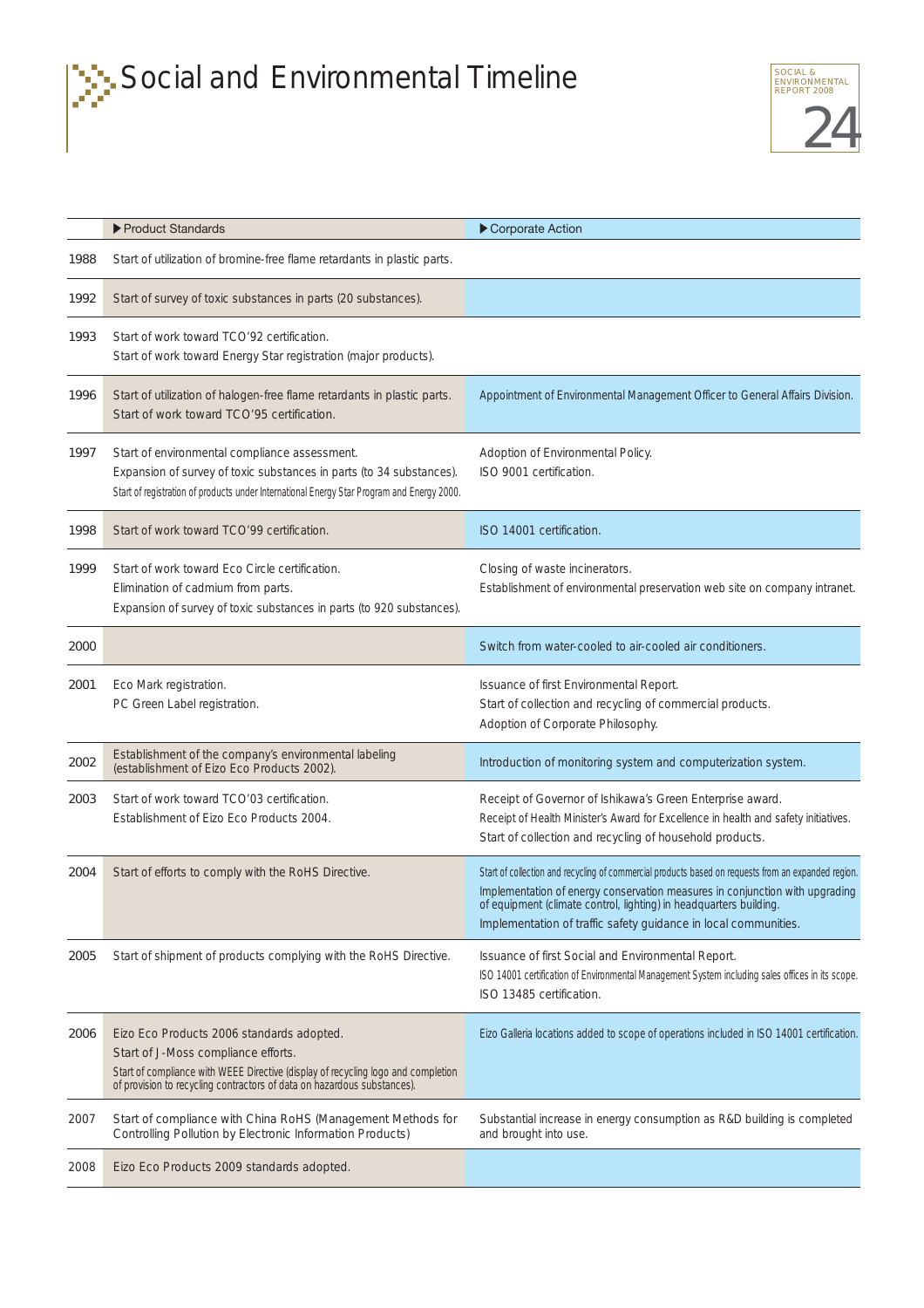# Social and Environmental Timeline

| | ▶Product Standards | ▶Corporate Action |
|---|---|---|
| 1988 | Start of utilization of bromine-free flame retardants in plastic parts. | |
| 1992 | Start of survey of toxic substances in parts (20 substances). | |
| 1993 | Start of work toward TCO'92 certification.<br>Start of work toward Energy Star registration (major products). | |
| 1996 | Start of utilization of halogen-free flame retardants in plastic parts.<br>Start of work toward TCO'95 certification. | Appointment of Environmental Management Officer to General Affairs Division. |
| 1997 | Start of environmental compliance assessment.<br>Expansion of survey of toxic substances in parts (to 34 substances).<br>Start of registration of products under International Energy Star Program and Energy 2000. | Adoption of Environmental Policy.<br>ISO 9001 certification. |
| 1998 | Start of work toward TCO'99 certification. | ISO 14001 certification. |
| 1999 | Start of work toward Eco Circle certification.<br>Elimination of cadmium from parts.<br>Expansion of survey of toxic substances in parts (to 920 substances). | Closing of waste incinerators.<br>Establishment of environmental preservation web site on company intranet. |
| 2000 | | Switch from water-cooled to air-cooled air conditioners. |
| 2001 | Eco Mark registration.<br>PC Green Label registration. | Issuance of first Environmental Report.<br>Start of collection and recycling of commercial products.<br>Adoption of Corporate Philosophy. |
| 2002 | Establishment of the company's environmental labeling (establishment of Eizo Eco Products 2002). | Introduction of monitoring system and computerization system. |
| 2003 | Start of work toward TCO'03 certification.<br>Establishment of Eizo Eco Products 2004. | Receipt of Governor of Ishikawa's Green Enterprise award.<br>Receipt of Health Minister's Award for Excellence in health and safety initiatives.<br>Start of collection and recycling of household products. |
| 2004 | Start of efforts to comply with the RoHS Directive. | Start of collection and recycling of commercial products based on requests from an expanded region.<br>Implementation of energy conservation measures in conjunction with upgrading of equipment (climate control, lighting) in headquarters building.<br>Implementation of traffic safety guidance in local communities. |
| 2005 | Start of shipment of products complying with the RoHS Directive. | Issuance of first Social and Environmental Report.<br>ISO 14001 certification of Environmental Management System including sales offices in its scope.<br>ISO 13485 certification. |
| 2006 | Eizo Eco Products 2006 standards adopted.<br>Start of J-Moss compliance efforts.<br>Start of compliance with WEEE Directive (display of recycling logo and completion of provision to recycling contractors of data on hazardous substances). | Eizo Galleria locations added to scope of operations included in ISO 14001 certification. |
| 2007 | Start of compliance with China RoHS (Management Methods for Controlling Pollution by Electronic Information Products) | Substantial increase in energy consumption as R&D building is completed and brought into use. |
| 2008 | Eizo Eco Products 2009 standards adopted. | |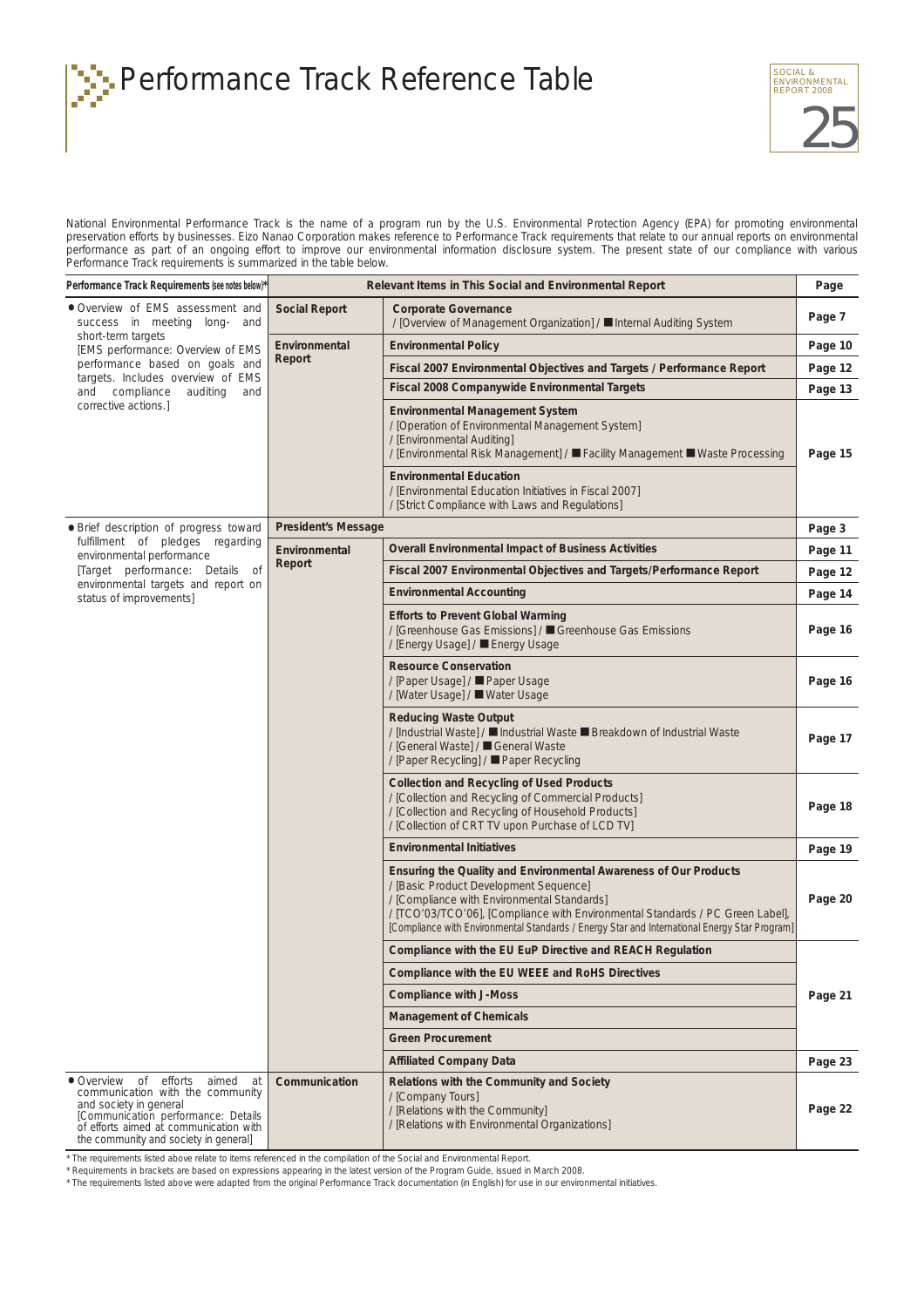# Performance Track Reference Table

National Environmental Performance Track is the name of a program run by the U.S. Environmental Protection Agency (EPA) for promoting environmental preservation efforts by businesses. Eizo Nanao Corporation makes reference to Performance Track requirements that relate to our annual reports on environmental performance as part of an ongoing effort to improve our environmental information disclosure system. The present state of our compliance with various Performance Track requirements is summarized in the table below.

| Performance Track Requirements (see notes below)* | Relevant Items in This Social and Environmental Report | | Page |
|---|---|---|---|
| ● Overview of EMS assessment and success in meeting long- and short-term targets [EMS performance: Overview of EMS performance based on goals and targets. Includes overview of EMS and compliance auditing and corrective actions.] | Social Report | **Corporate Governance** / [Overview of Management Organization] / ■ Internal Auditing System | Page 7 |
| | Environmental Report | **Environmental Policy** | Page 10 |
| | | **Fiscal 2007 Environmental Objectives and Targets / Performance Report** | Page 12 |
| | | **Fiscal 2008 Companywide Environmental Targets** | Page 13 |
| | | **Environmental Management System** / [Operation of Environmental Management System] / [Environmental Auditing] / [Environmental Risk Management] / ■ Facility Management ■ Waste Processing<br>**Environmental Education** / [Environmental Education Initiatives in Fiscal 2007] / [Strict Compliance with Laws and Regulations] | Page 15 |
| ● Brief description of progress toward fulfillment of pledges regarding environmental performance [Target performance: Details of environmental targets and report on status of improvements] | President's Message | | Page 3 |
| | Environmental Report | **Overall Environmental Impact of Business Activities** | Page 11 |
| | | **Fiscal 2007 Environmental Objectives and Targets/Performance Report** | Page 12 |
| | | **Environmental Accounting** | Page 14 |
| | | **Efforts to Prevent Global Warming** / [Greenhouse Gas Emissions] / ■ Greenhouse Gas Emissions / [Energy Usage] / ■ Energy Usage | Page 16 |
| | | **Resource Conservation** / [Paper Usage] / ■ Paper Usage / [Water Usage] / ■ Water Usage | Page 16 |
| | | **Reducing Waste Output** / [Industrial Waste] / ■ Industrial Waste ■ Breakdown of Industrial Waste / [General Waste] / ■ General Waste / [Paper Recycling] / ■ Paper Recycling | Page 17 |
| | | **Collection and Recycling of Used Products** / [Collection and Recycling of Commercial Products] / [Collection and Recycling of Household Products] / [Collection of CRT TV upon Purchase of LCD TV] | Page 18 |
| | | **Environmental Initiatives** | Page 19 |
| | | **Ensuring the Quality and Environmental Awareness of Our Products** / [Basic Product Development Sequence] / [Compliance with Environmental Standards] / [TCO'03/TCO'06], [Compliance with Environmental Standards / PC Green Label], [Compliance with Environmental Standards / Energy Star and International Energy Star Program] | Page 20 |
| | | **Compliance with the EU EuP Directive and REACH Regulation** | Page 21 |
| | | **Compliance with the EU WEEE and RoHS Directives** | Page 21 |
| | | **Compliance with J-Moss** | Page 21 |
| | | **Management of Chemicals** | Page 21 |
| | | **Green Procurement** | Page 21 |
| | | **Affiliated Company Data** | Page 23 |
| ● Overview of efforts aimed at communication with the community and society in general [Communication performance: Details of efforts aimed at communication with the community and society in general] | Communication | **Relations with the Community and Society** / [Company Tours] / [Relations with the Community] / [Relations with Environmental Organizations] | Page 22 |

\* The requirements listed above relate to items referenced in the compilation of the Social and Environmental Report.
\* Requirements in brackets are based on expressions appearing in the latest version of the Program Guide, issued in March 2008.
\* The requirements listed above were adapted from the original Performance Track documentation (in English) for use in our environmental initiatives.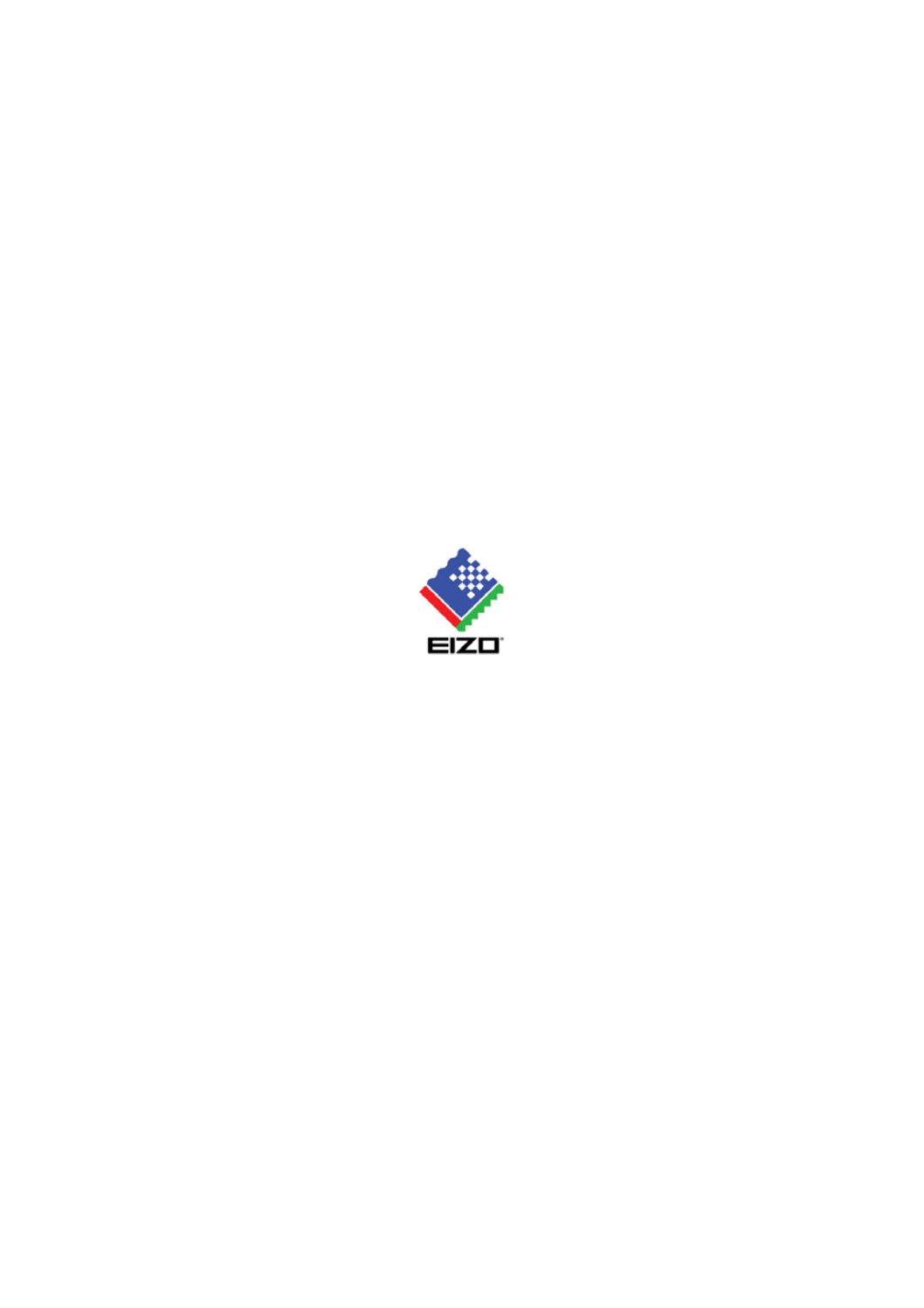EIZO